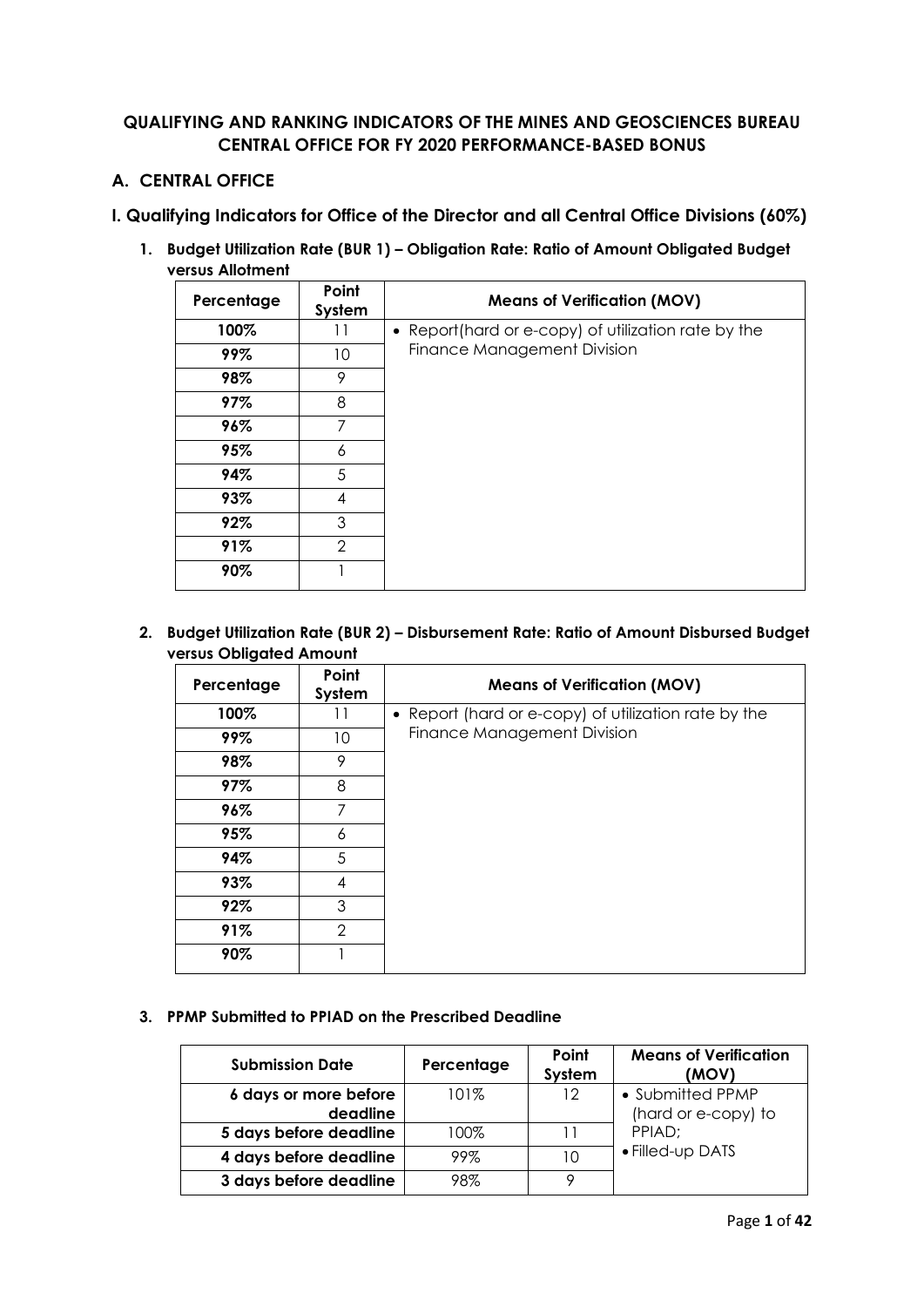## QUALIFYING AND RANKING INDICATORS OF THE MINES AND GEOSCIENCES BUREAU CENTRAL OFFICE FOR FY 2020 PERFORMANCE-BASED BONUS

### A. CENTRAL OFFICE

### I. Qualifying Indicators for Office of the Director and all Central Office Divisions (60%)

1. **Budget Utilization Rate (BUR 1) – Obligation Rate: Ratio of Amount Obligated Budget versus Allotment**

| Percentage | Point System | Means of Verification (MOV) |
|---|---|---|
| **100%** | 11 | • Report(hard or e-copy) of utilization rate by the Finance Management Division |
| **99%** | 10 | |
| **98%** | 9 | |
| **97%** | 8 | |
| **96%** | 7 | |
| **95%** | 6 | |
| **94%** | 5 | |
| **93%** | 4 | |
| **92%** | 3 | |
| **91%** | 2 | |
| **90%** | 1 | |

2. **Budget Utilization Rate (BUR 2) – Disbursement Rate: Ratio of Amount Disbursed Budget versus Obligated Amount**

| Percentage | Point System | Means of Verification (MOV) |
|---|---|---|
| **100%** | 11 | • Report (hard or e-copy) of utilization rate by the Finance Management Division |
| **99%** | 10 | |
| **98%** | 9 | |
| **97%** | 8 | |
| **96%** | 7 | |
| **95%** | 6 | |
| **94%** | 5 | |
| **93%** | 4 | |
| **92%** | 3 | |
| **91%** | 2 | |
| **90%** | 1 | |

3. **PPMP Submitted to PPIAD on the Prescribed Deadline**

| Submission Date | Percentage | Point System | Means of Verification (MOV) |
|---|---|---|---|
| **6 days or more before deadline** | 101% | 12 | • Submitted PPMP (hard or e-copy) to PPIAD; • Filled-up DATS |
| **5 days before deadline** | 100% | 11 | |
| **4 days before deadline** | 99% | 10 | |
| **3 days before deadline** | 98% | 9 | |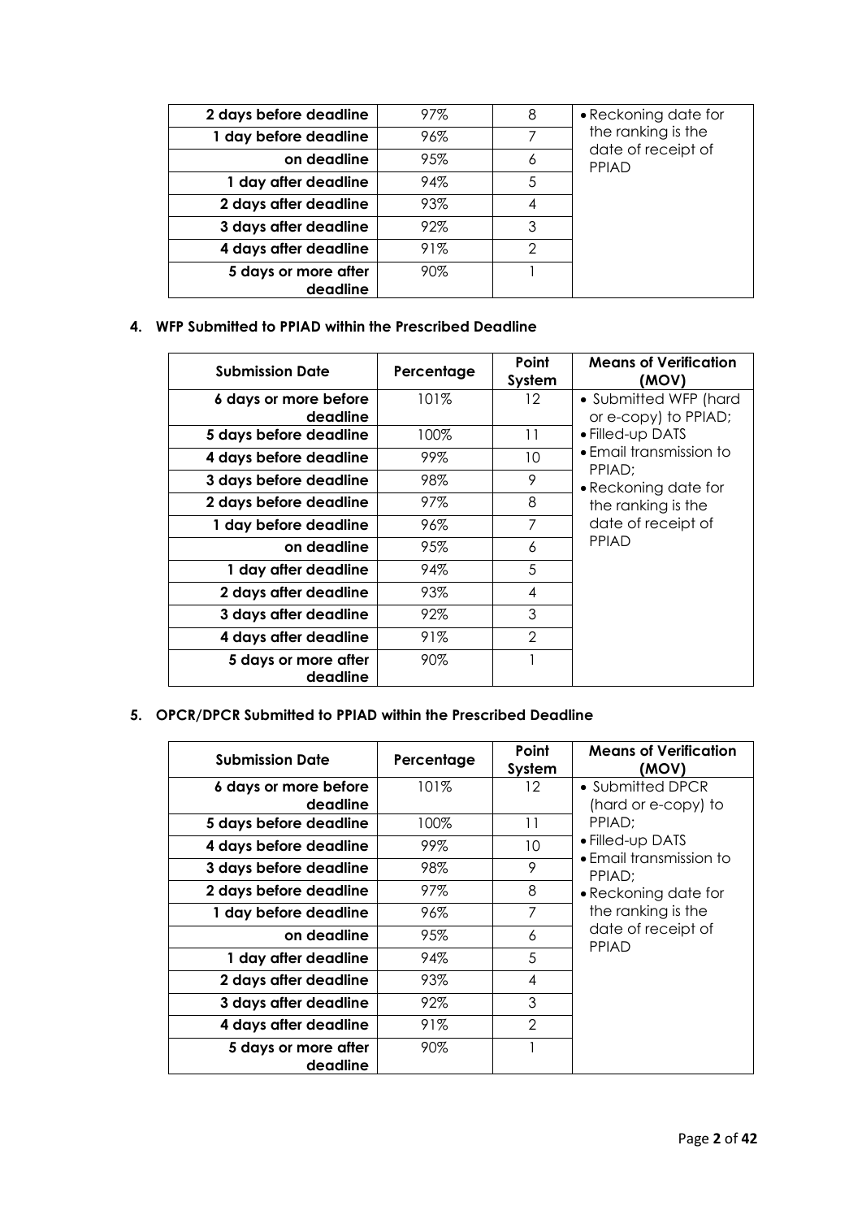| | | | |
|---|---|---|---|
| 2 days before deadline | 97% | 8 | • Reckoning date for the ranking is the date of receipt of PPIAD |
| 1 day before deadline | 96% | 7 | |
| on deadline | 95% | 6 | |
| 1 day after deadline | 94% | 5 | |
| 2 days after deadline | 93% | 4 | |
| 3 days after deadline | 92% | 3 | |
| 4 days after deadline | 91% | 2 | |
| 5 days or more after deadline | 90% | 1 | |

**4. WFP Submitted to PPIAD within the Prescribed Deadline**

| Submission Date | Percentage | Point System | Means of Verification (MOV) |
|---|---|---|---|
| 6 days or more before deadline | 101% | 12 | • Submitted WFP (hard or e-copy) to PPIAD;<br>• Filled-up DATS<br>• Email transmission to PPIAD;<br>• Reckoning date for the ranking is the date of receipt of PPIAD |
| 5 days before deadline | 100% | 11 | |
| 4 days before deadline | 99% | 10 | |
| 3 days before deadline | 98% | 9 | |
| 2 days before deadline | 97% | 8 | |
| 1 day before deadline | 96% | 7 | |
| on deadline | 95% | 6 | |
| 1 day after deadline | 94% | 5 | |
| 2 days after deadline | 93% | 4 | |
| 3 days after deadline | 92% | 3 | |
| 4 days after deadline | 91% | 2 | |
| 5 days or more after deadline | 90% | 1 | |

**5. OPCR/DPCR Submitted to PPIAD within the Prescribed Deadline**

| Submission Date | Percentage | Point System | Means of Verification (MOV) |
|---|---|---|---|
| 6 days or more before deadline | 101% | 12 | • Submitted DPCR (hard or e-copy) to PPIAD;<br>• Filled-up DATS<br>• Email transmission to PPIAD;<br>• Reckoning date for the ranking is the date of receipt of PPIAD |
| 5 days before deadline | 100% | 11 | |
| 4 days before deadline | 99% | 10 | |
| 3 days before deadline | 98% | 9 | |
| 2 days before deadline | 97% | 8 | |
| 1 day before deadline | 96% | 7 | |
| on deadline | 95% | 6 | |
| 1 day after deadline | 94% | 5 | |
| 2 days after deadline | 93% | 4 | |
| 3 days after deadline | 92% | 3 | |
| 4 days after deadline | 91% | 2 | |
| 5 days or more after deadline | 90% | 1 | |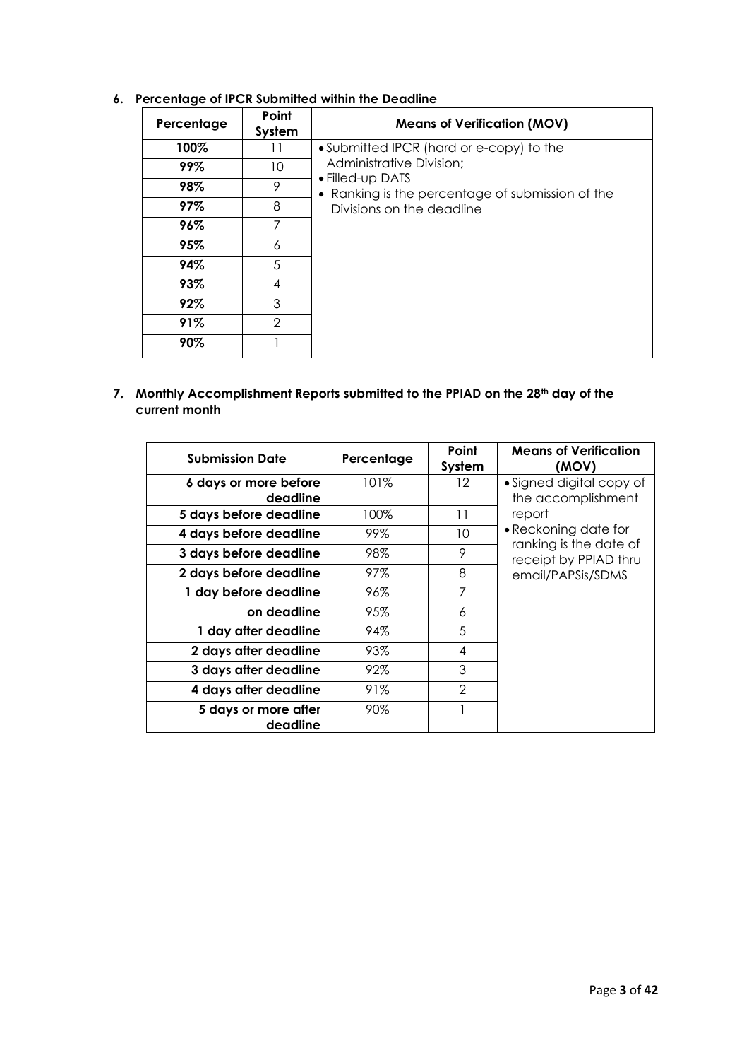6. **Percentage of IPCR Submitted within the Deadline**

| Percentage | Point System | Means of Verification (MOV) |
|---|---|---|
| **100%** | 11 | • Submitted IPCR (hard or e-copy) to the Administrative Division;<br>• Filled-up DATS<br>• Ranking is the percentage of submission of the Divisions on the deadline |
| **99%** | 10 | |
| **98%** | 9 | |
| **97%** | 8 | |
| **96%** | 7 | |
| **95%** | 6 | |
| **94%** | 5 | |
| **93%** | 4 | |
| **92%** | 3 | |
| **91%** | 2 | |
| **90%** | 1 | |

7. **Monthly Accomplishment Reports submitted to the PPIAD on the 28th day of the current month**

| Submission Date | Percentage | Point System | Means of Verification (MOV) |
|---|---|---|---|
| **6 days or more before deadline** | 101% | 12 | • Signed digital copy of the accomplishment report<br>• Reckoning date for ranking is the date of receipt by PPIAD thru email/PAPSis/SDMS |
| **5 days before deadline** | 100% | 11 | |
| **4 days before deadline** | 99% | 10 | |
| **3 days before deadline** | 98% | 9 | |
| **2 days before deadline** | 97% | 8 | |
| **1 day before deadline** | 96% | 7 | |
| **on deadline** | 95% | 6 | |
| **1 day after deadline** | 94% | 5 | |
| **2 days after deadline** | 93% | 4 | |
| **3 days after deadline** | 92% | 3 | |
| **4 days after deadline** | 91% | 2 | |
| **5 days or more after deadline** | 90% | 1 | |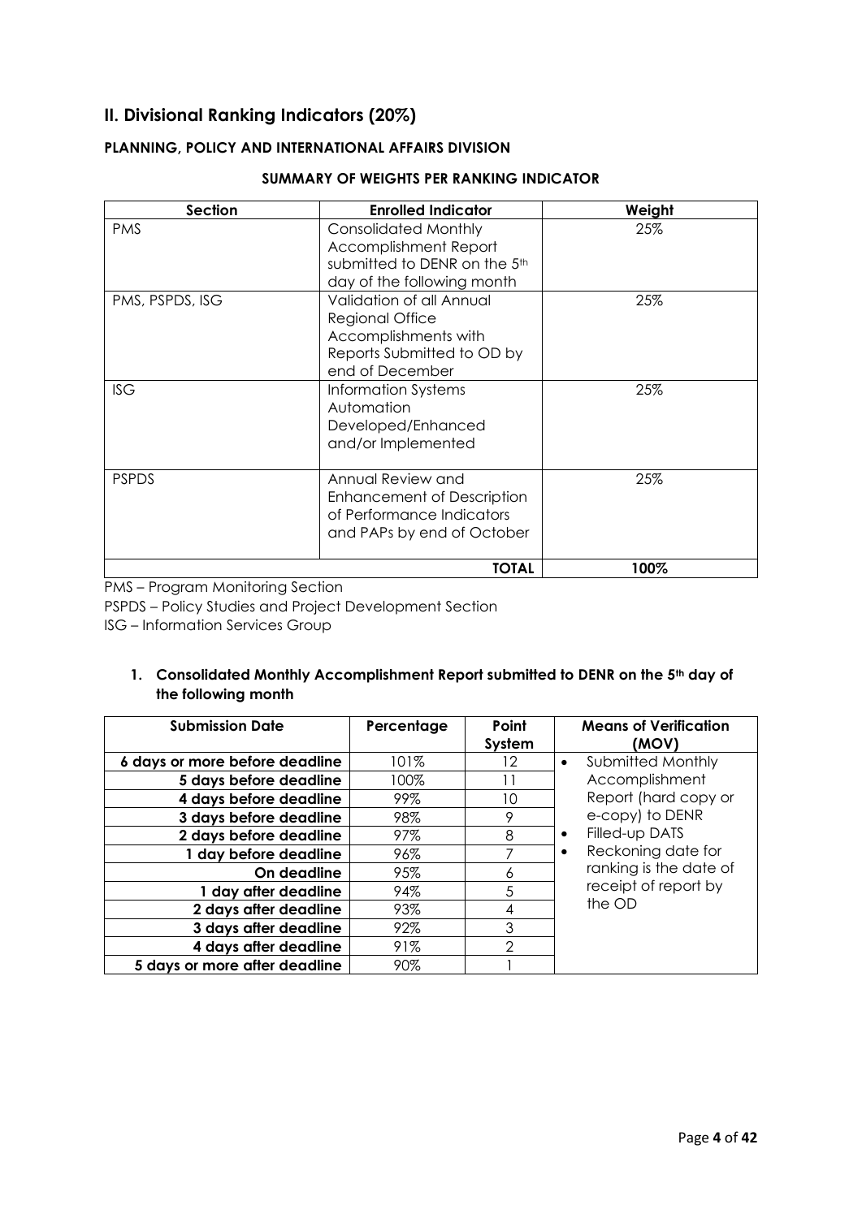## II. Divisional Ranking Indicators (20%)

### PLANNING, POLICY AND INTERNATIONAL AFFAIRS DIVISION

#### SUMMARY OF WEIGHTS PER RANKING INDICATOR

| Section | Enrolled Indicator | Weight |
|---|---|---|
| PMS | Consolidated Monthly Accomplishment Report submitted to DENR on the 5th day of the following month | 25% |
| PMS, PSPDS, ISG | Validation of all Annual Regional Office Accomplishments with Reports Submitted to OD by end of December | 25% |
| ISG | Information Systems Automation Developed/Enhanced and/or Implemented | 25% |
| PSPDS | Annual Review and Enhancement of Description of Performance Indicators and PAPs by end of October | 25% |
| | **TOTAL** | **100%** |

PMS – Program Monitoring Section

PSPDS – Policy Studies and Project Development Section

ISG – Information Services Group

**1. Consolidated Monthly Accomplishment Report submitted to DENR on the 5th day of the following month**

| Submission Date | Percentage | Point System | Means of Verification (MOV) |
|---|---|---|---|
| **6 days or more before deadline** | 101% | 12 | • Submitted Monthly Accomplishment Report (hard copy or e-copy) to DENR<br>• Filled-up DATS<br>• Reckoning date for ranking is the date of receipt of report by the OD |
| **5 days before deadline** | 100% | 11 | |
| **4 days before deadline** | 99% | 10 | |
| **3 days before deadline** | 98% | 9 | |
| **2 days before deadline** | 97% | 8 | |
| **1 day before deadline** | 96% | 7 | |
| **On deadline** | 95% | 6 | |
| **1 day after deadline** | 94% | 5 | |
| **2 days after deadline** | 93% | 4 | |
| **3 days after deadline** | 92% | 3 | |
| **4 days after deadline** | 91% | 2 | |
| **5 days or more after deadline** | 90% | 1 | |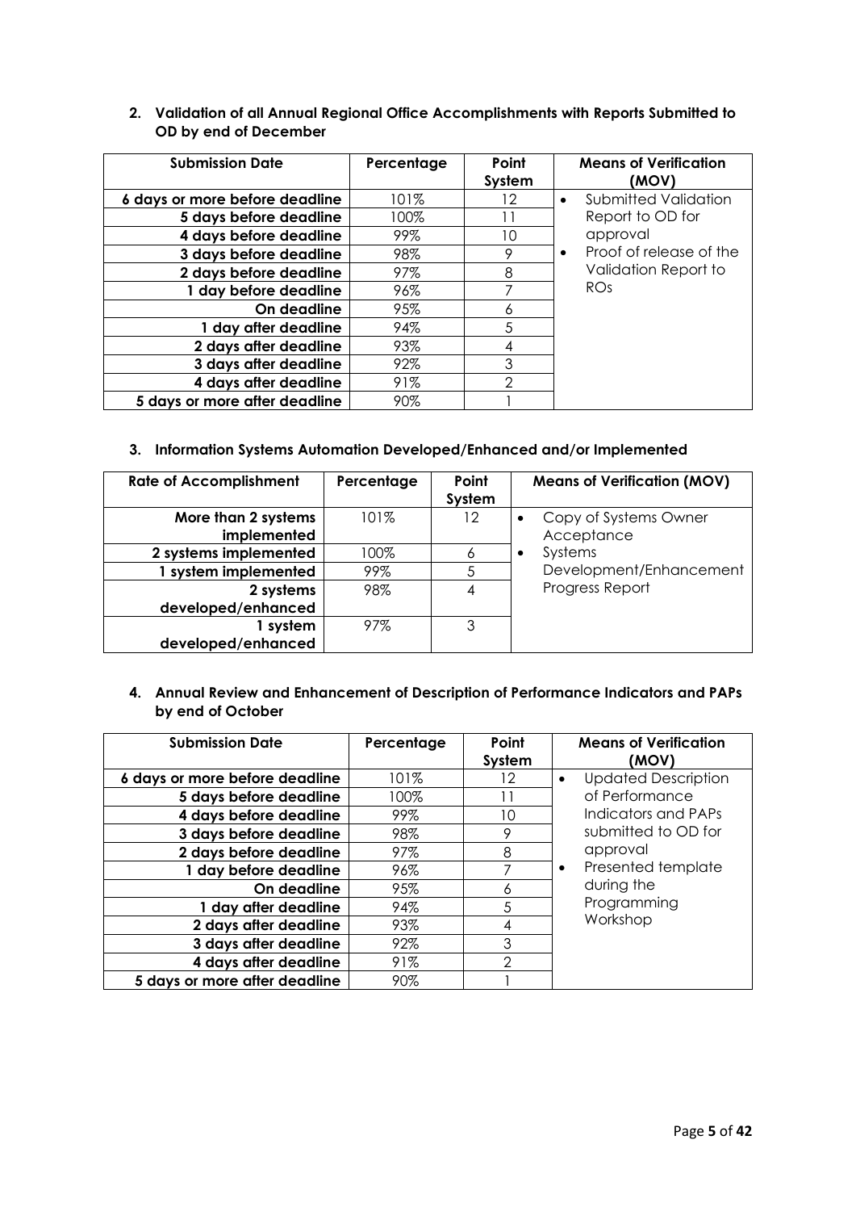**2. Validation of all Annual Regional Office Accomplishments with Reports Submitted to OD by end of December**

| Submission Date | Percentage | Point System | Means of Verification (MOV) |
|---|---|---|---|
| 6 days or more before deadline | 101% | 12 | • Submitted Validation Report to OD for approval<br>• Proof of release of the Validation Report to ROs |
| 5 days before deadline | 100% | 11 | |
| 4 days before deadline | 99% | 10 | |
| 3 days before deadline | 98% | 9 | |
| 2 days before deadline | 97% | 8 | |
| 1 day before deadline | 96% | 7 | |
| On deadline | 95% | 6 | |
| 1 day after deadline | 94% | 5 | |
| 2 days after deadline | 93% | 4 | |
| 3 days after deadline | 92% | 3 | |
| 4 days after deadline | 91% | 2 | |
| 5 days or more after deadline | 90% | 1 | |

**3. Information Systems Automation Developed/Enhanced and/or Implemented**

| Rate of Accomplishment | Percentage | Point System | Means of Verification (MOV) |
|---|---|---|---|
| More than 2 systems implemented | 101% | 12 | • Copy of Systems Owner Acceptance<br>• Systems Development/Enhancement Progress Report |
| 2 systems implemented | 100% | 6 | |
| 1 system implemented | 99% | 5 | |
| 2 systems developed/enhanced | 98% | 4 | |
| 1 system developed/enhanced | 97% | 3 | |

**4. Annual Review and Enhancement of Description of Performance Indicators and PAPs by end of October**

| Submission Date | Percentage | Point System | Means of Verification (MOV) |
|---|---|---|---|
| 6 days or more before deadline | 101% | 12 | • Updated Description of Performance Indicators and PAPs submitted to OD for approval<br>• Presented template during the Programming Workshop |
| 5 days before deadline | 100% | 11 | |
| 4 days before deadline | 99% | 10 | |
| 3 days before deadline | 98% | 9 | |
| 2 days before deadline | 97% | 8 | |
| 1 day before deadline | 96% | 7 | |
| On deadline | 95% | 6 | |
| 1 day after deadline | 94% | 5 | |
| 2 days after deadline | 93% | 4 | |
| 3 days after deadline | 92% | 3 | |
| 4 days after deadline | 91% | 2 | |
| 5 days or more after deadline | 90% | 1 | |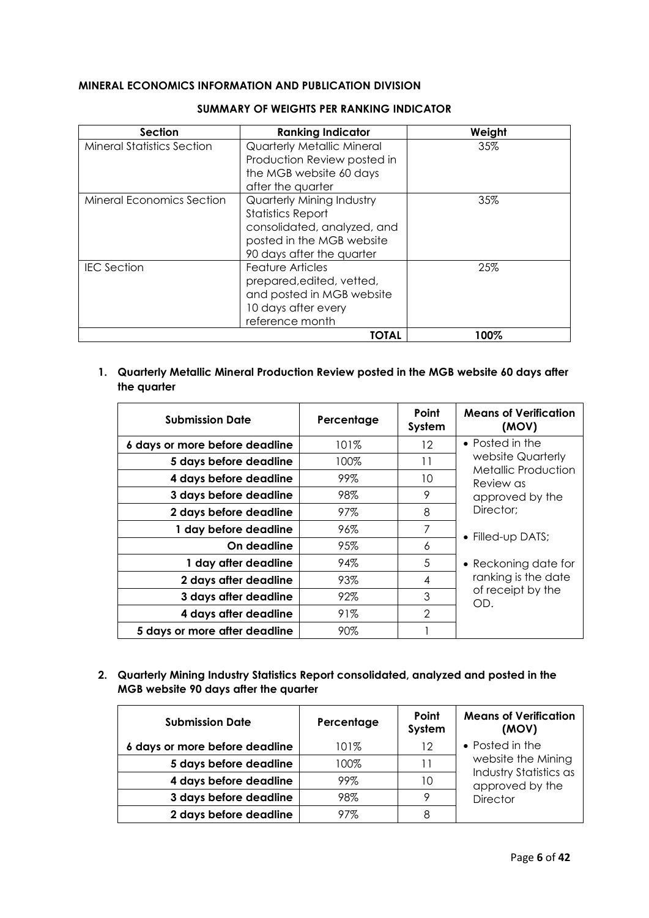**MINERAL ECONOMICS INFORMATION AND PUBLICATION DIVISION**

**SUMMARY OF WEIGHTS PER RANKING INDICATOR**

| Section | Ranking Indicator | Weight |
|---|---|---|
| Mineral Statistics Section | Quarterly Metallic Mineral Production Review posted in the MGB website 60 days after the quarter | 35% |
| Mineral Economics Section | Quarterly Mining Industry Statistics Report consolidated, analyzed, and posted in the MGB website 90 days after the quarter | 35% |
| IEC Section | Feature Articles prepared,edited, vetted, and posted in MGB website 10 days after every reference month | 25% |
| | **TOTAL** | **100%** |

1. **Quarterly Metallic Mineral Production Review posted in the MGB website 60 days after the quarter**

| Submission Date | Percentage | Point System | Means of Verification (MOV) |
|---|---|---|---|
| **6 days or more before deadline** | 101% | 12 | • Posted in the website Quarterly Metallic Production Review as approved by the Director;<br>• Filled-up DATS;<br>• Reckoning date for ranking is the date of receipt by the OD. |
| **5 days before deadline** | 100% | 11 | |
| **4 days before deadline** | 99% | 10 | |
| **3 days before deadline** | 98% | 9 | |
| **2 days before deadline** | 97% | 8 | |
| **1 day before deadline** | 96% | 7 | |
| **On deadline** | 95% | 6 | |
| **1 day after deadline** | 94% | 5 | |
| **2 days after deadline** | 93% | 4 | |
| **3 days after deadline** | 92% | 3 | |
| **4 days after deadline** | 91% | 2 | |
| **5 days or more after deadline** | 90% | 1 | |

2. **Quarterly Mining Industry Statistics Report consolidated, analyzed and posted in the MGB website 90 days after the quarter**

| Submission Date | Percentage | Point System | Means of Verification (MOV) |
|---|---|---|---|
| **6 days or more before deadline** | 101% | 12 | • Posted in the website the Mining Industry Statistics as approved by the Director |
| **5 days before deadline** | 100% | 11 | |
| **4 days before deadline** | 99% | 10 | |
| **3 days before deadline** | 98% | 9 | |
| **2 days before deadline** | 97% | 8 | |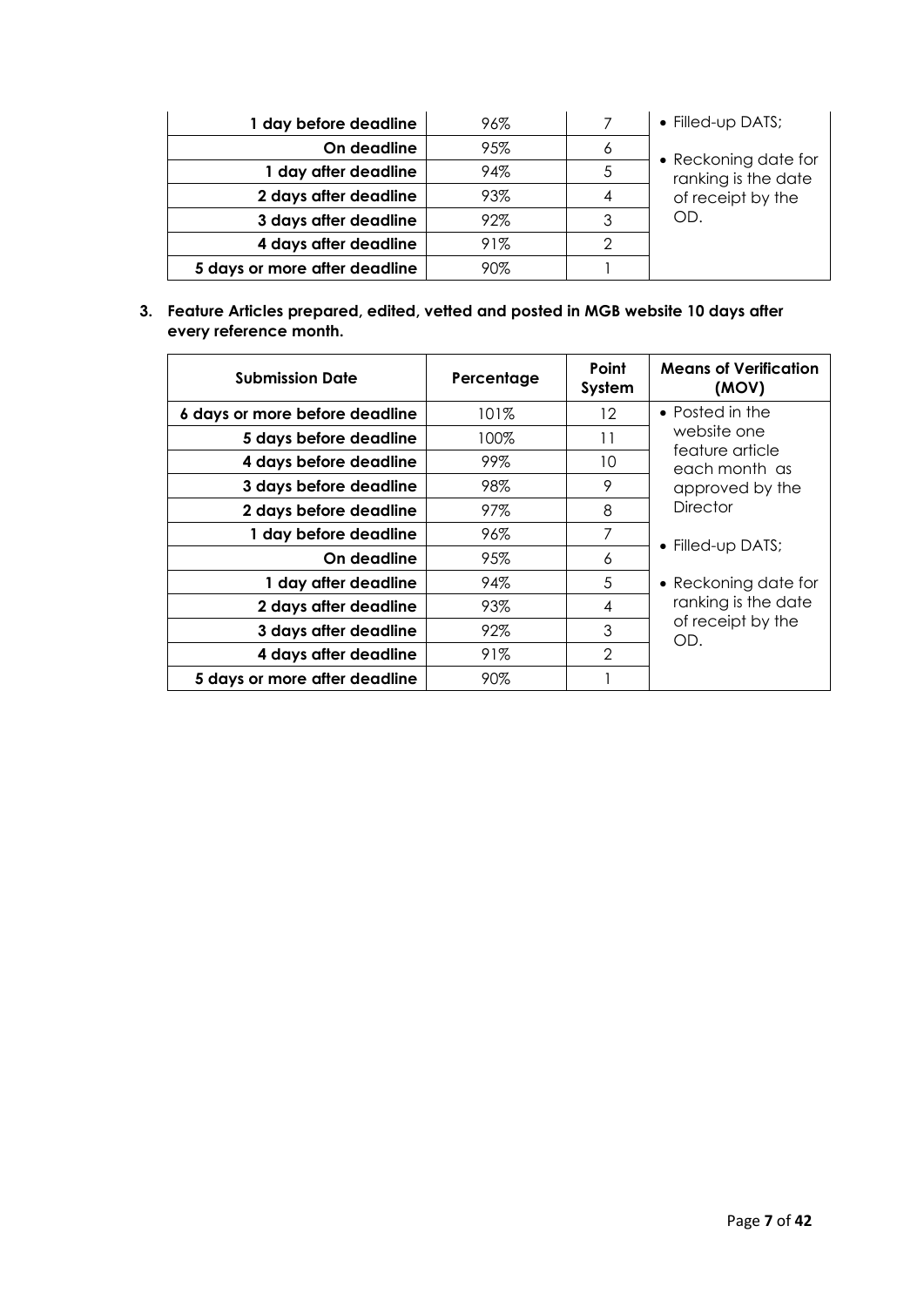| | | | |
|---|---|---|---|
| **1 day before deadline** | 96% | 7 | • Filled-up DATS; • Reckoning date for ranking is the date of receipt by the OD. |
| **On deadline** | 95% | 6 | |
| **1 day after deadline** | 94% | 5 | |
| **2 days after deadline** | 93% | 4 | |
| **3 days after deadline** | 92% | 3 | |
| **4 days after deadline** | 91% | 2 | |
| **5 days or more after deadline** | 90% | 1 | |

**3. Feature Articles prepared, edited, vetted and posted in MGB website 10 days after every reference month.**

| Submission Date | Percentage | Point System | Means of Verification (MOV) |
|---|---|---|---|
| **6 days or more before deadline** | 101% | 12 | • Posted in the website one feature article each month as approved by the Director • Filled-up DATS; • Reckoning date for ranking is the date of receipt by the OD. |
| **5 days before deadline** | 100% | 11 | |
| **4 days before deadline** | 99% | 10 | |
| **3 days before deadline** | 98% | 9 | |
| **2 days before deadline** | 97% | 8 | |
| **1 day before deadline** | 96% | 7 | |
| **On deadline** | 95% | 6 | |
| **1 day after deadline** | 94% | 5 | |
| **2 days after deadline** | 93% | 4 | |
| **3 days after deadline** | 92% | 3 | |
| **4 days after deadline** | 91% | 2 | |
| **5 days or more after deadline** | 90% | 1 | |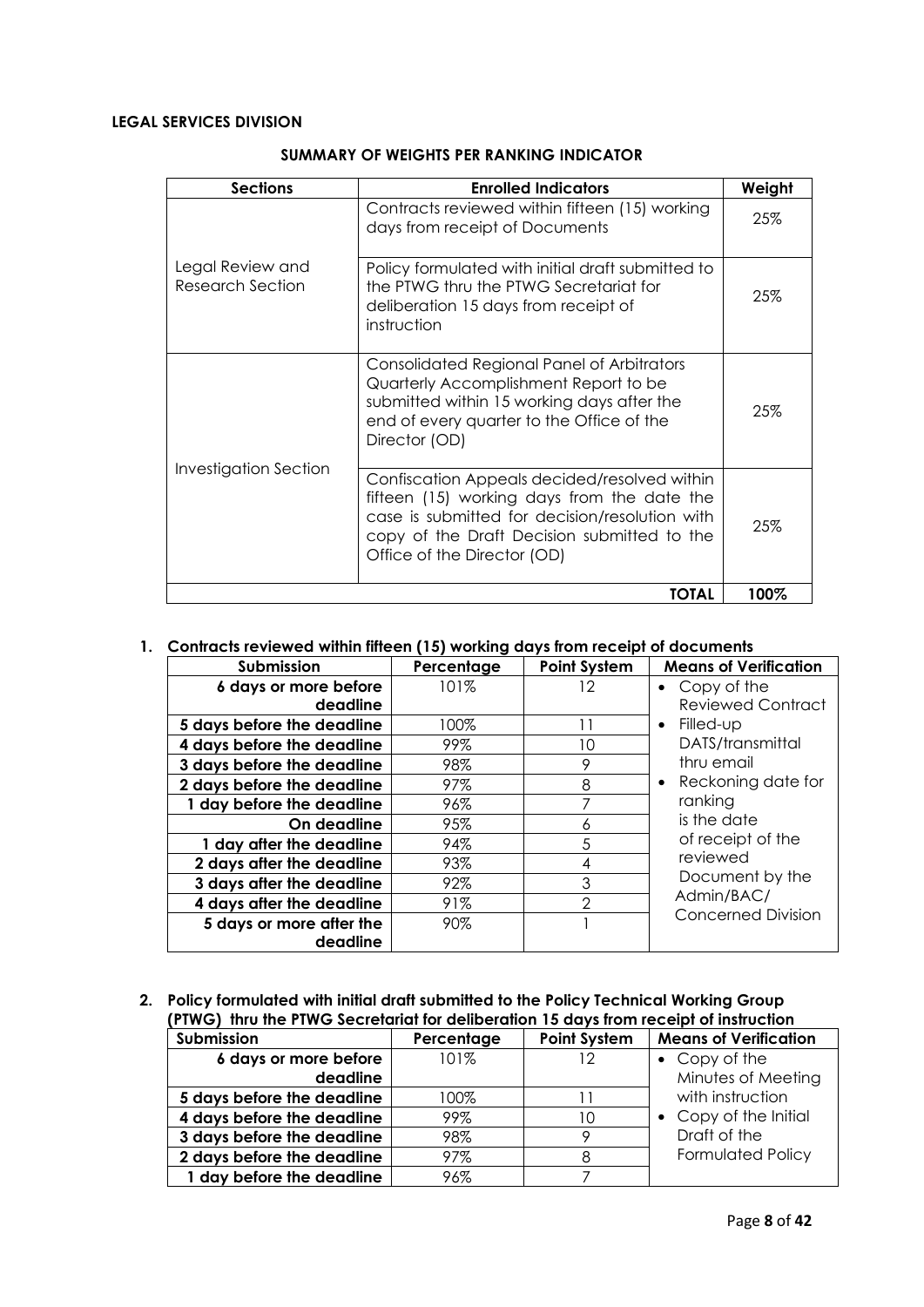**LEGAL SERVICES DIVISION**

**SUMMARY OF WEIGHTS PER RANKING INDICATOR**

| Sections | Enrolled Indicators | Weight |
|---|---|---|
| Legal Review and Research Section | Contracts reviewed within fifteen (15) working days from receipt of Documents | 25% |
| | Policy formulated with initial draft submitted to the PTWG thru the PTWG Secretariat for deliberation 15 days from receipt of instruction | 25% |
| Investigation Section | Consolidated Regional Panel of Arbitrators Quarterly Accomplishment Report to be submitted within 15 working days after the end of every quarter to the Office of the Director (OD) | 25% |
| | Confiscation Appeals decided/resolved within fifteen (15) working days from the date the case is submitted for decision/resolution with copy of the Draft Decision submitted to the Office of the Director (OD) | 25% |
| | **TOTAL** | **100%** |

**1. Contracts reviewed within fifteen (15) working days from receipt of documents**

| Submission | Percentage | Point System | Means of Verification |
|---|---|---|---|
| **6 days or more before deadline** | 101% | 12 | • Copy of the Reviewed Contract<br>• Filled-up DATS/transmittal thru email<br>• Reckoning date for ranking is the date of receipt of the reviewed Document by the Admin/BAC/ Concerned Division |
| **5 days before the deadline** | 100% | 11 | |
| **4 days before the deadline** | 99% | 10 | |
| **3 days before the deadline** | 98% | 9 | |
| **2 days before the deadline** | 97% | 8 | |
| **1 day before the deadline** | 96% | 7 | |
| **On deadline** | 95% | 6 | |
| **1 day after the deadline** | 94% | 5 | |
| **2 days after the deadline** | 93% | 4 | |
| **3 days after the deadline** | 92% | 3 | |
| **4 days after the deadline** | 91% | 2 | |
| **5 days or more after the deadline** | 90% | 1 | |

**2. Policy formulated with initial draft submitted to the Policy Technical Working Group (PTWG) thru the PTWG Secretariat for deliberation 15 days from receipt of instruction**

| Submission | Percentage | Point System | Means of Verification |
|---|---|---|---|
| **6 days or more before deadline** | 101% | 12 | • Copy of the Minutes of Meeting with instruction<br>• Copy of the Initial Draft of the Formulated Policy |
| **5 days before the deadline** | 100% | 11 | |
| **4 days before the deadline** | 99% | 10 | |
| **3 days before the deadline** | 98% | 9 | |
| **2 days before the deadline** | 97% | 8 | |
| **1 day before the deadline** | 96% | 7 | |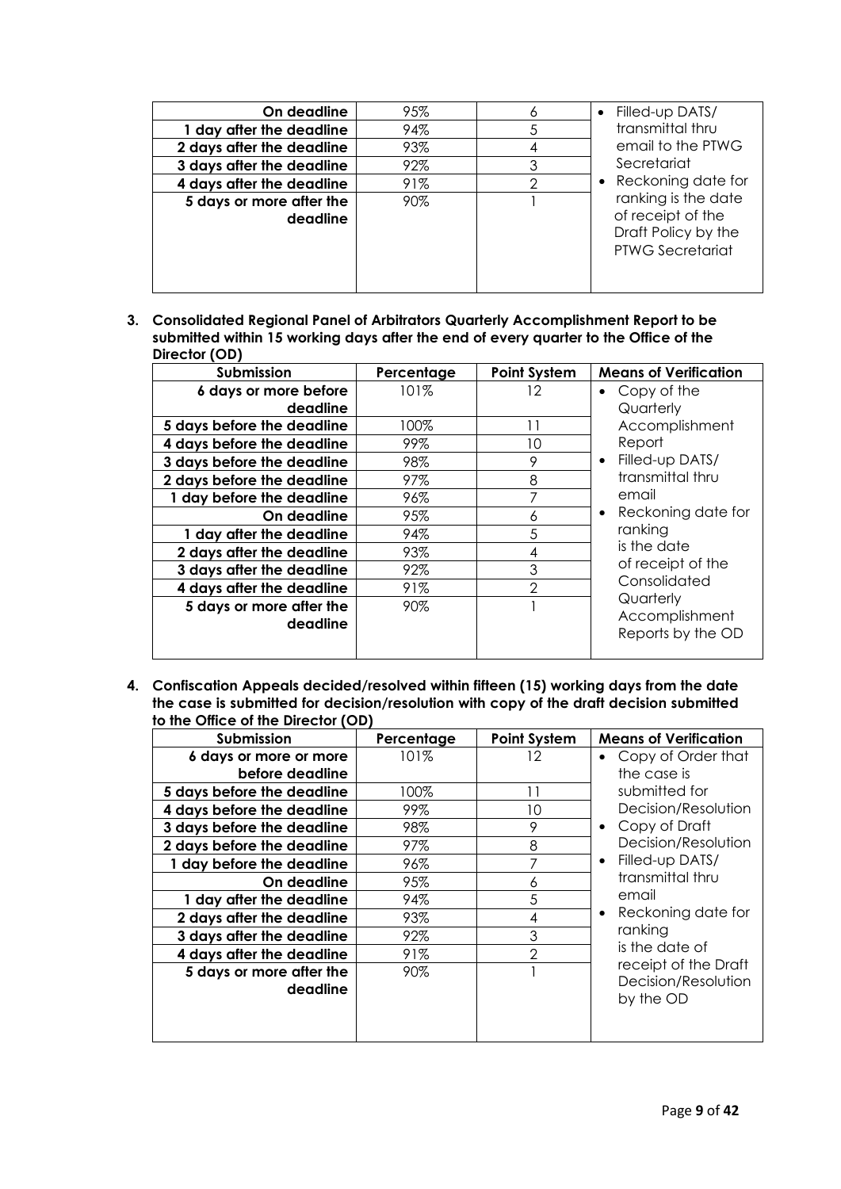| On deadline | 95% | 6 | • Filled-up DATS/ transmittal thru email to the PTWG Secretariat<br>• Reckoning date for ranking is the date of receipt of the Draft Policy by the PTWG Secretariat |
|---|---|---|---|
| 1 day after the deadline | 94% | 5 | |
| 2 days after the deadline | 93% | 4 | |
| 3 days after the deadline | 92% | 3 | |
| 4 days after the deadline | 91% | 2 | |
| 5 days or more after the deadline | 90% | 1 | |

3. **Consolidated Regional Panel of Arbitrators Quarterly Accomplishment Report to be submitted within 15 working days after the end of every quarter to the Office of the Director (OD)**

| Submission | Percentage | Point System | Means of Verification |
|---|---|---|---|
| 6 days or more before deadline | 101% | 12 | • Copy of the Quarterly Accomplishment Report<br>• Filled-up DATS/ transmittal thru email<br>• Reckoning date for ranking is the date of receipt of the Consolidated Quarterly Accomplishment Reports by the OD |
| 5 days before the deadline | 100% | 11 | |
| 4 days before the deadline | 99% | 10 | |
| 3 days before the deadline | 98% | 9 | |
| 2 days before the deadline | 97% | 8 | |
| 1 day before the deadline | 96% | 7 | |
| On deadline | 95% | 6 | |
| 1 day after the deadline | 94% | 5 | |
| 2 days after the deadline | 93% | 4 | |
| 3 days after the deadline | 92% | 3 | |
| 4 days after the deadline | 91% | 2 | |
| 5 days or more after the deadline | 90% | 1 | |

4. **Confiscation Appeals decided/resolved within fifteen (15) working days from the date the case is submitted for decision/resolution with copy of the draft decision submitted to the Office of the Director (OD)**

| Submission | Percentage | Point System | Means of Verification |
|---|---|---|---|
| 6 days or more or more before deadline | 101% | 12 | • Copy of Order that the case is submitted for Decision/Resolution<br>• Copy of Draft Decision/Resolution<br>• Filled-up DATS/ transmittal thru email<br>• Reckoning date for ranking is the date of receipt of the Draft Decision/Resolution by the OD |
| 5 days before the deadline | 100% | 11 | |
| 4 days before the deadline | 99% | 10 | |
| 3 days before the deadline | 98% | 9 | |
| 2 days before the deadline | 97% | 8 | |
| 1 day before the deadline | 96% | 7 | |
| On deadline | 95% | 6 | |
| 1 day after the deadline | 94% | 5 | |
| 2 days after the deadline | 93% | 4 | |
| 3 days after the deadline | 92% | 3 | |
| 4 days after the deadline | 91% | 2 | |
| 5 days or more after the deadline | 90% | 1 | |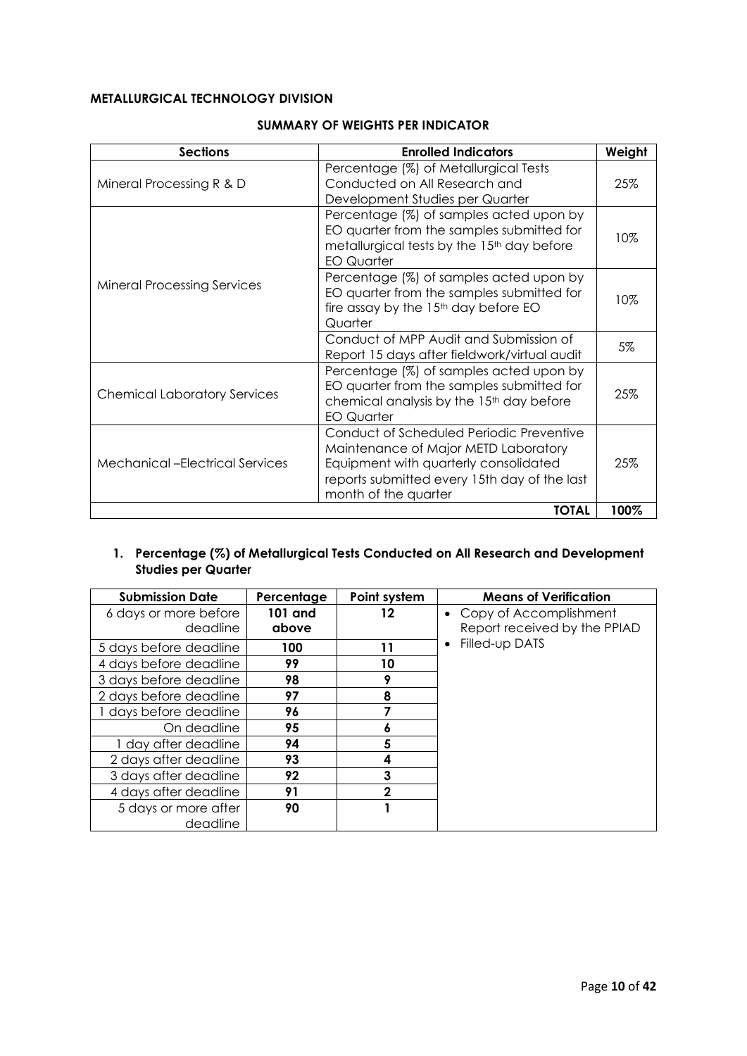**METALLURGICAL TECHNOLOGY DIVISION**

**SUMMARY OF WEIGHTS PER INDICATOR**

| Sections | Enrolled Indicators | Weight |
|---|---|---|
| Mineral Processing R & D | Percentage (%) of Metallurgical Tests Conducted on All Research and Development Studies per Quarter | 25% |
| Mineral Processing Services | Percentage (%) of samples acted upon by EO quarter from the samples submitted for metallurgical tests by the 15th day before EO Quarter | 10% |
| | Percentage (%) of samples acted upon by EO quarter from the samples submitted for fire assay by the 15th day before EO Quarter | 10% |
| | Conduct of MPP Audit and Submission of Report 15 days after fieldwork/virtual audit | 5% |
| Chemical Laboratory Services | Percentage (%) of samples acted upon by EO quarter from the samples submitted for chemical analysis by the 15th day before EO Quarter | 25% |
| Mechanical –Electrical Services | Conduct of Scheduled Periodic Preventive Maintenance of Major METD Laboratory Equipment with quarterly consolidated reports submitted every 15th day of the last month of the quarter | 25% |
| | **TOTAL** | **100%** |

1. **Percentage (%) of Metallurgical Tests Conducted on All Research and Development Studies per Quarter**

| Submission Date | Percentage | Point system | Means of Verification |
|---|---|---|---|
| 6 days or more before deadline | **101 and above** | **12** | • Copy of Accomplishment Report received by the PPIAD<br>• Filled-up DATS |
| 5 days before deadline | **100** | **11** | |
| 4 days before deadline | **99** | **10** | |
| 3 days before deadline | **98** | **9** | |
| 2 days before deadline | **97** | **8** | |
| 1 days before deadline | **96** | **7** | |
| On deadline | **95** | **6** | |
| 1 day after deadline | **94** | **5** | |
| 2 days after deadline | **93** | **4** | |
| 3 days after deadline | **92** | **3** | |
| 4 days after deadline | **91** | **2** | |
| 5 days or more after deadline | **90** | **1** | |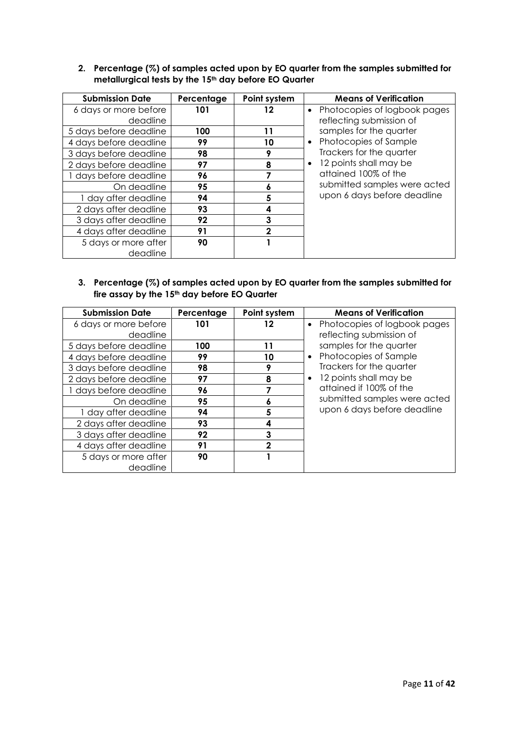2. **Percentage (%) of samples acted upon by EO quarter from the samples submitted for metallurgical tests by the 15th day before EO Quarter**

| Submission Date | Percentage | Point system | Means of Verification |
|---|---|---|---|
| 6 days or more before deadline | **101** | **12** | • Photocopies of logbook pages reflecting submission of samples for the quarter<br>• Photocopies of Sample Trackers for the quarter<br>• 12 points shall may be attained 100% of the submitted samples were acted upon 6 days before deadline |
| 5 days before deadline | **100** | **11** | |
| 4 days before deadline | **99** | **10** | |
| 3 days before deadline | **98** | **9** | |
| 2 days before deadline | **97** | **8** | |
| 1 days before deadline | **96** | **7** | |
| On deadline | **95** | **6** | |
| 1 day after deadline | **94** | **5** | |
| 2 days after deadline | **93** | **4** | |
| 3 days after deadline | **92** | **3** | |
| 4 days after deadline | **91** | **2** | |
| 5 days or more after deadline | **90** | **1** | |

3. **Percentage (%) of samples acted upon by EO quarter from the samples submitted for fire assay by the 15th day before EO Quarter**

| Submission Date | Percentage | Point system | Means of Verification |
|---|---|---|---|
| 6 days or more before deadline | **101** | **12** | • Photocopies of logbook pages reflecting submission of samples for the quarter<br>• Photocopies of Sample Trackers for the quarter<br>• 12 points shall may be attained if 100% of the submitted samples were acted upon 6 days before deadline |
| 5 days before deadline | **100** | **11** | |
| 4 days before deadline | **99** | **10** | |
| 3 days before deadline | **98** | **9** | |
| 2 days before deadline | **97** | **8** | |
| 1 days before deadline | **96** | **7** | |
| On deadline | **95** | **6** | |
| 1 day after deadline | **94** | **5** | |
| 2 days after deadline | **93** | **4** | |
| 3 days after deadline | **92** | **3** | |
| 4 days after deadline | **91** | **2** | |
| 5 days or more after deadline | **90** | **1** | |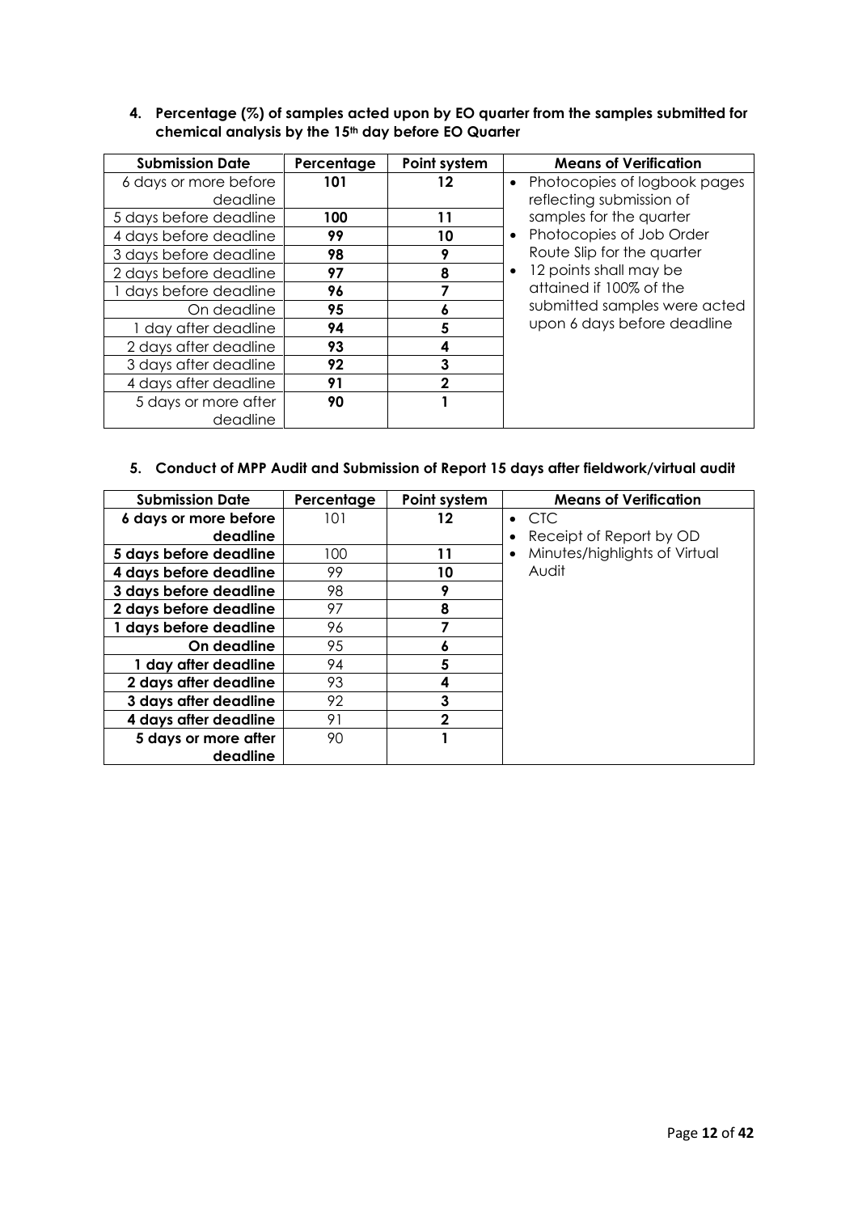**4. Percentage (%) of samples acted upon by EO quarter from the samples submitted for chemical analysis by the 15th day before EO Quarter**

| Submission Date | Percentage | Point system | Means of Verification |
|---|---|---|---|
| 6 days or more before deadline | **101** | **12** | • Photocopies of logbook pages reflecting submission of samples for the quarter<br>• Photocopies of Job Order Route Slip for the quarter<br>• 12 points shall may be attained if 100% of the submitted samples were acted upon 6 days before deadline |
| 5 days before deadline | **100** | **11** | |
| 4 days before deadline | **99** | **10** | |
| 3 days before deadline | **98** | **9** | |
| 2 days before deadline | **97** | **8** | |
| 1 days before deadline | **96** | **7** | |
| On deadline | **95** | **6** | |
| 1 day after deadline | **94** | **5** | |
| 2 days after deadline | **93** | **4** | |
| 3 days after deadline | **92** | **3** | |
| 4 days after deadline | **91** | **2** | |
| 5 days or more after deadline | **90** | **1** | |

**5. Conduct of MPP Audit and Submission of Report 15 days after fieldwork/virtual audit**

| Submission Date | Percentage | Point system | Means of Verification |
|---|---|---|---|
| **6 days or more before deadline** | 101 | **12** | • CTC<br>• Receipt of Report by OD<br>• Minutes/highlights of Virtual Audit |
| **5 days before deadline** | 100 | **11** | |
| **4 days before deadline** | 99 | **10** | |
| **3 days before deadline** | 98 | **9** | |
| **2 days before deadline** | 97 | **8** | |
| **1 days before deadline** | 96 | **7** | |
| **On deadline** | 95 | **6** | |
| **1 day after deadline** | 94 | **5** | |
| **2 days after deadline** | 93 | **4** | |
| **3 days after deadline** | 92 | **3** | |
| **4 days after deadline** | 91 | **2** | |
| **5 days or more after deadline** | 90 | **1** | |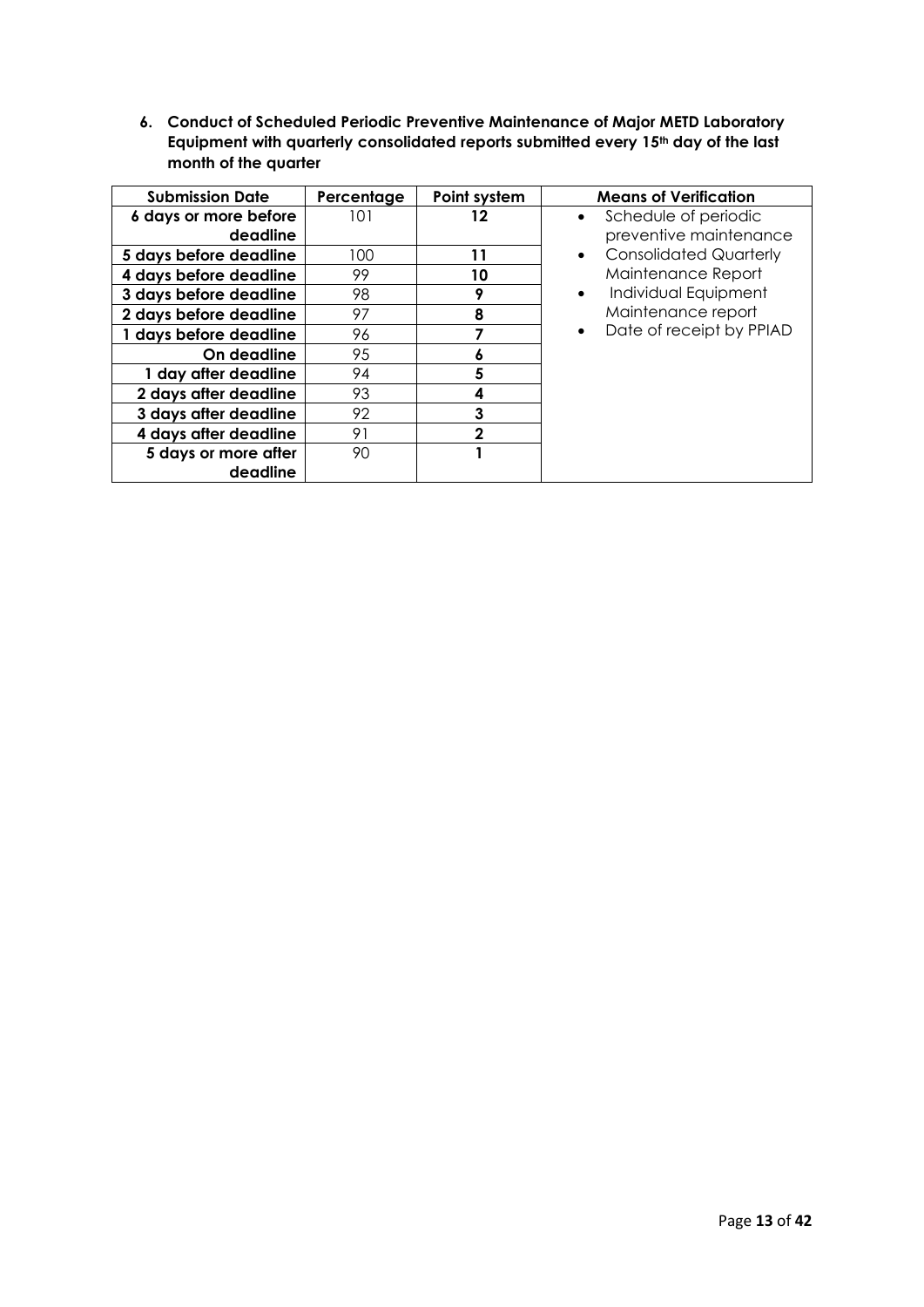**6. Conduct of Scheduled Periodic Preventive Maintenance of Major METD Laboratory Equipment with quarterly consolidated reports submitted every 15th day of the last month of the quarter**

| Submission Date | Percentage | Point system | Means of Verification |
|---|---|---|---|
| **6 days or more before deadline** | 101 | **12** | • Schedule of periodic preventive maintenance<br>• Consolidated Quarterly Maintenance Report<br>• Individual Equipment Maintenance report<br>• Date of receipt by PPIAD |
| **5 days before deadline** | 100 | **11** | |
| **4 days before deadline** | 99 | **10** | |
| **3 days before deadline** | 98 | **9** | |
| **2 days before deadline** | 97 | **8** | |
| **1 days before deadline** | 96 | **7** | |
| **On deadline** | 95 | **6** | |
| **1 day after deadline** | 94 | **5** | |
| **2 days after deadline** | 93 | **4** | |
| **3 days after deadline** | 92 | **3** | |
| **4 days after deadline** | 91 | **2** | |
| **5 days or more after deadline** | 90 | **1** | |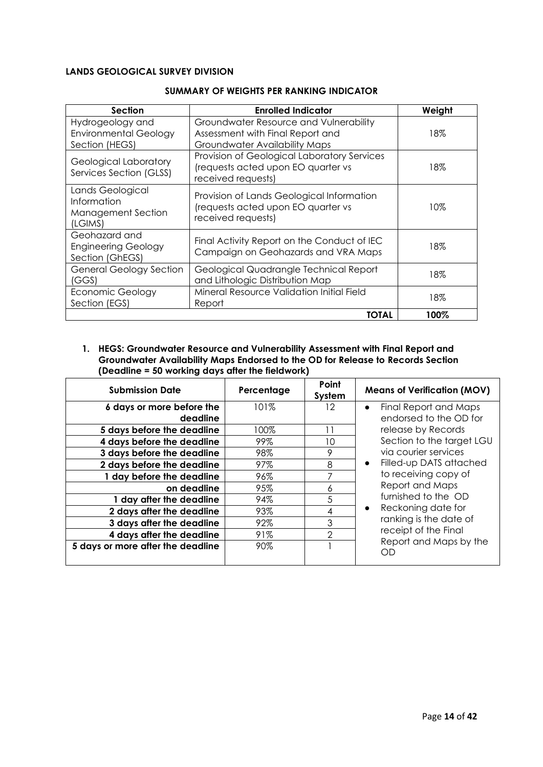**LANDS GEOLOGICAL SURVEY DIVISION**

**SUMMARY OF WEIGHTS PER RANKING INDICATOR**

| Section | Enrolled Indicator | Weight |
|---|---|---|
| Hydrogeology and Environmental Geology Section (HEGS) | Groundwater Resource and Vulnerability Assessment with Final Report and Groundwater Availability Maps | 18% |
| Geological Laboratory Services Section (GLSS) | Provision of Geological Laboratory Services (requests acted upon EO quarter vs received requests) | 18% |
| Lands Geological Information Management Section (LGIMS) | Provision of Lands Geological Information (requests acted upon EO quarter vs received requests) | 10% |
| Geohazard and Engineering Geology Section (GhEGS) | Final Activity Report on the Conduct of IEC Campaign on Geohazards and VRA Maps | 18% |
| General Geology Section (GGS) | Geological Quadrangle Technical Report and Lithologic Distribution Map | 18% |
| Economic Geology Section (EGS) | Mineral Resource Validation Initial Field Report | 18% |
| | **TOTAL** | **100%** |

1. **HEGS: Groundwater Resource and Vulnerability Assessment with Final Report and Groundwater Availability Maps Endorsed to the OD for Release to Records Section (Deadline = 50 working days after the fieldwork)**

| Submission Date | Percentage | Point System | Means of Verification (MOV) |
|---|---|---|---|
| **6 days or more before the deadline** | 101% | 12 | • Final Report and Maps endorsed to the OD for release by Records Section to the target LGU via courier services<br>• Filled-up DATS attached to receiving copy of Report and Maps furnished to the OD<br>• Reckoning date for ranking is the date of receipt of the Final Report and Maps by the OD |
| **5 days before the deadline** | 100% | 11 | |
| **4 days before the deadline** | 99% | 10 | |
| **3 days before the deadline** | 98% | 9 | |
| **2 days before the deadline** | 97% | 8 | |
| **1 day before the deadline** | 96% | 7 | |
| **on deadline** | 95% | 6 | |
| **1 day after the deadline** | 94% | 5 | |
| **2 days after the deadline** | 93% | 4 | |
| **3 days after the deadline** | 92% | 3 | |
| **4 days after the deadline** | 91% | 2 | |
| **5 days or more after the deadline** | 90% | 1 | |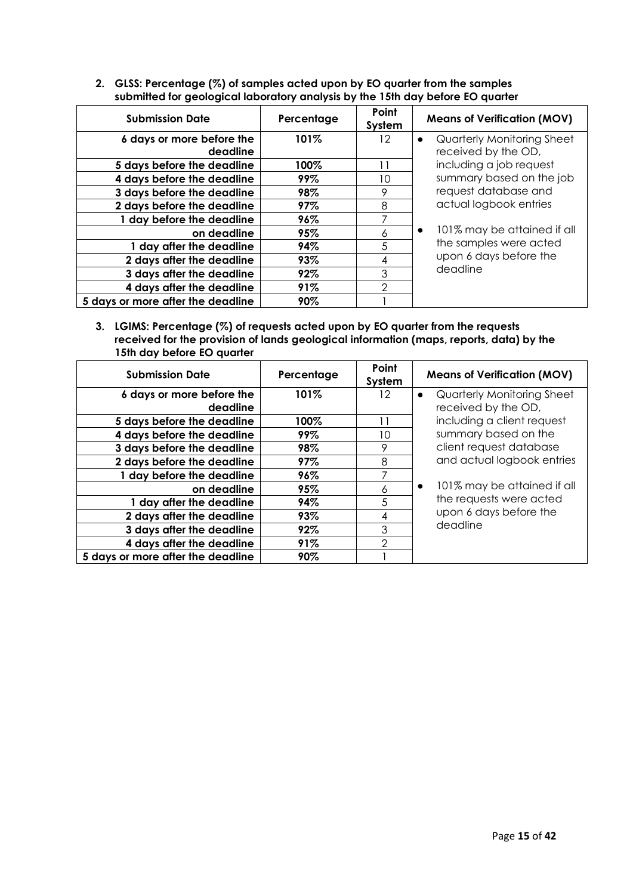2. **GLSS: Percentage (%) of samples acted upon by EO quarter from the samples submitted for geological laboratory analysis by the 15th day before EO quarter**

| Submission Date | Percentage | Point System | Means of Verification (MOV) |
|---|---|---|---|
| **6 days or more before the deadline** | **101%** | 12 | • Quarterly Monitoring Sheet received by the OD, including a job request summary based on the job request database and actual logbook entries<br><br>• 101% may be attained if all the samples were acted upon 6 days before the deadline |
| **5 days before the deadline** | **100%** | 11 | |
| **4 days before the deadline** | **99%** | 10 | |
| **3 days before the deadline** | **98%** | 9 | |
| **2 days before the deadline** | **97%** | 8 | |
| **1 day before the deadline** | **96%** | 7 | |
| **on deadline** | **95%** | 6 | |
| **1 day after the deadline** | **94%** | 5 | |
| **2 days after the deadline** | **93%** | 4 | |
| **3 days after the deadline** | **92%** | 3 | |
| **4 days after the deadline** | **91%** | 2 | |
| **5 days or more after the deadline** | **90%** | 1 | |

3. **LGIMS: Percentage (%) of requests acted upon by EO quarter from the requests received for the provision of lands geological information (maps, reports, data) by the 15th day before EO quarter**

| Submission Date | Percentage | Point System | Means of Verification (MOV) |
|---|---|---|---|
| **6 days or more before the deadline** | **101%** | 12 | • Quarterly Monitoring Sheet received by the OD, including a client request summary based on the client request database and actual logbook entries<br><br>• 101% may be attained if all the requests were acted upon 6 days before the deadline |
| **5 days before the deadline** | **100%** | 11 | |
| **4 days before the deadline** | **99%** | 10 | |
| **3 days before the deadline** | **98%** | 9 | |
| **2 days before the deadline** | **97%** | 8 | |
| **1 day before the deadline** | **96%** | 7 | |
| **on deadline** | **95%** | 6 | |
| **1 day after the deadline** | **94%** | 5 | |
| **2 days after the deadline** | **93%** | 4 | |
| **3 days after the deadline** | **92%** | 3 | |
| **4 days after the deadline** | **91%** | 2 | |
| **5 days or more after the deadline** | **90%** | 1 | |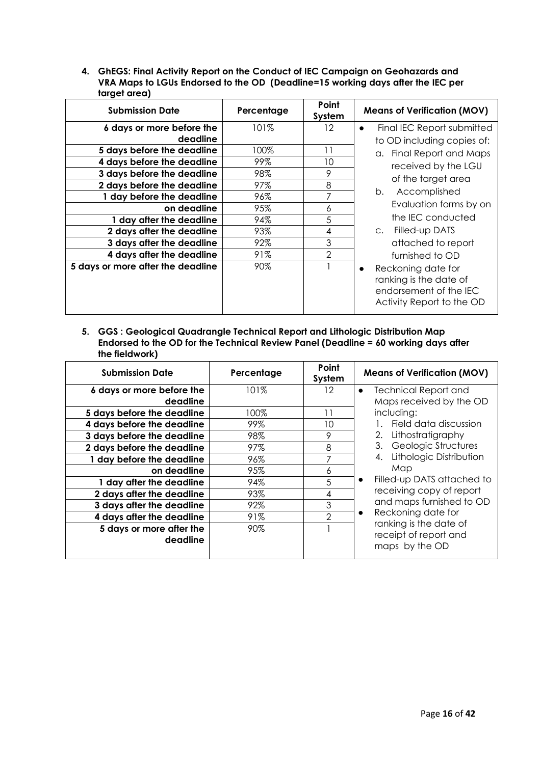**4. GhEGS: Final Activity Report on the Conduct of IEC Campaign on Geohazards and VRA Maps to LGUs Endorsed to the OD (Deadline=15 working days after the IEC per target area)**

| Submission Date | Percentage | Point System | Means of Verification (MOV) |
|---|---|---|---|
| 6 days or more before the deadline | 101% | 12 | • Final IEC Report submitted to OD including copies of:<br>a. Final Report and Maps received by the LGU of the target area<br>b. Accomplished Evaluation forms by on the IEC conducted<br>c. Filled-up DATS attached to report furnished to OD<br>• Reckoning date for ranking is the date of endorsement of the IEC Activity Report to the OD |
| 5 days before the deadline | 100% | 11 | |
| 4 days before the deadline | 99% | 10 | |
| 3 days before the deadline | 98% | 9 | |
| 2 days before the deadline | 97% | 8 | |
| 1 day before the deadline | 96% | 7 | |
| on deadline | 95% | 6 | |
| 1 day after the deadline | 94% | 5 | |
| 2 days after the deadline | 93% | 4 | |
| 3 days after the deadline | 92% | 3 | |
| 4 days after the deadline | 91% | 2 | |
| 5 days or more after the deadline | 90% | 1 | |

**5. GGS : Geological Quadrangle Technical Report and Lithologic Distribution Map Endorsed to the OD for the Technical Review Panel (Deadline = 60 working days after the fieldwork)**

| Submission Date | Percentage | Point System | Means of Verification (MOV) |
|---|---|---|---|
| 6 days or more before the deadline | 101% | 12 | • Technical Report and Maps received by the OD including:<br>1. Field data discussion<br>2. Lithostratigraphy<br>3. Geologic Structures<br>4. Lithologic Distribution Map<br>• Filled-up DATS attached to receiving copy of report and maps furnished to OD<br>• Reckoning date for ranking is the date of receipt of report and maps by the OD |
| 5 days before the deadline | 100% | 11 | |
| 4 days before the deadline | 99% | 10 | |
| 3 days before the deadline | 98% | 9 | |
| 2 days before the deadline | 97% | 8 | |
| 1 day before the deadline | 96% | 7 | |
| on deadline | 95% | 6 | |
| 1 day after the deadline | 94% | 5 | |
| 2 days after the deadline | 93% | 4 | |
| 3 days after the deadline | 92% | 3 | |
| 4 days after the deadline | 91% | 2 | |
| 5 days or more after the deadline | 90% | 1 | |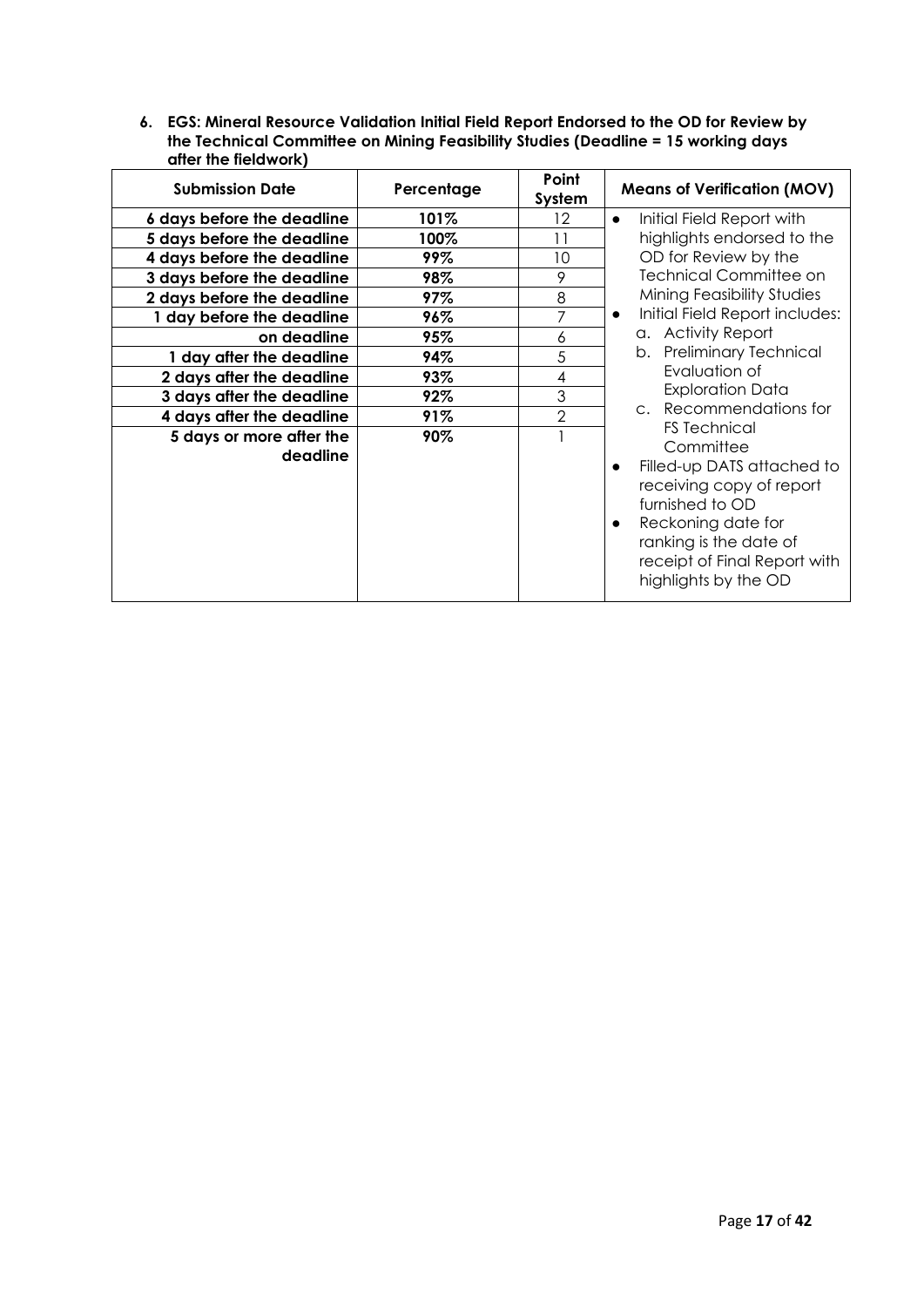**6. EGS: Mineral Resource Validation Initial Field Report Endorsed to the OD for Review by the Technical Committee on Mining Feasibility Studies (Deadline = 15 working days after the fieldwork)**

| Submission Date | Percentage | Point System | Means of Verification (MOV) |
|---|---|---|---|
| **6 days before the deadline** | **101%** | 12 | • Initial Field Report with highlights endorsed to the OD for Review by the Technical Committee on Mining Feasibility Studies<br>• Initial Field Report includes:<br>a. Activity Report<br>b. Preliminary Technical Evaluation of Exploration Data<br>c. Recommendations for FS Technical Committee<br>• Filled-up DATS attached to receiving copy of report furnished to OD<br>• Reckoning date for ranking is the date of receipt of Final Report with highlights by the OD |
| **5 days before the deadline** | **100%** | 11 | |
| **4 days before the deadline** | **99%** | 10 | |
| **3 days before the deadline** | **98%** | 9 | |
| **2 days before the deadline** | **97%** | 8 | |
| **1 day before the deadline** | **96%** | 7 | |
| **on deadline** | **95%** | 6 | |
| **1 day after the deadline** | **94%** | 5 | |
| **2 days after the deadline** | **93%** | 4 | |
| **3 days after the deadline** | **92%** | 3 | |
| **4 days after the deadline** | **91%** | 2 | |
| **5 days or more after the deadline** | **90%** | 1 | |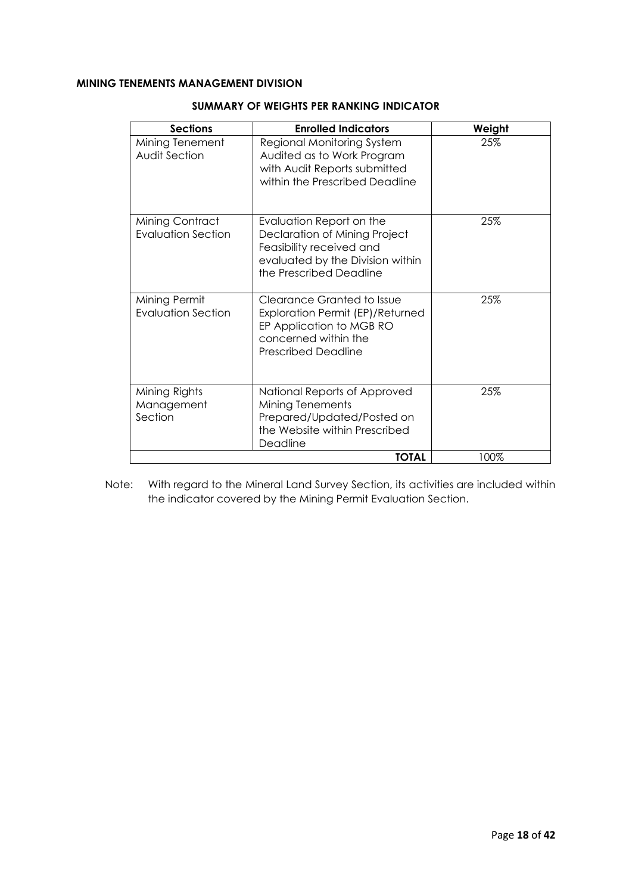**MINING TENEMENTS MANAGEMENT DIVISION**

**SUMMARY OF WEIGHTS PER RANKING INDICATOR**

| Sections | Enrolled Indicators | Weight |
|---|---|---|
| Mining Tenement Audit Section | Regional Monitoring System Audited as to Work Program with Audit Reports submitted within the Prescribed Deadline | 25% |
| Mining Contract Evaluation Section | Evaluation Report on the Declaration of Mining Project Feasibility received and evaluated by the Division within the Prescribed Deadline | 25% |
| Mining Permit Evaluation Section | Clearance Granted to Issue Exploration Permit (EP)/Returned EP Application to MGB RO concerned within the Prescribed Deadline | 25% |
| Mining Rights Management Section | National Reports of Approved Mining Tenements Prepared/Updated/Posted on the Website within Prescribed Deadline | 25% |
| | **TOTAL** | 100% |

Note: With regard to the Mineral Land Survey Section, its activities are included within the indicator covered by the Mining Permit Evaluation Section.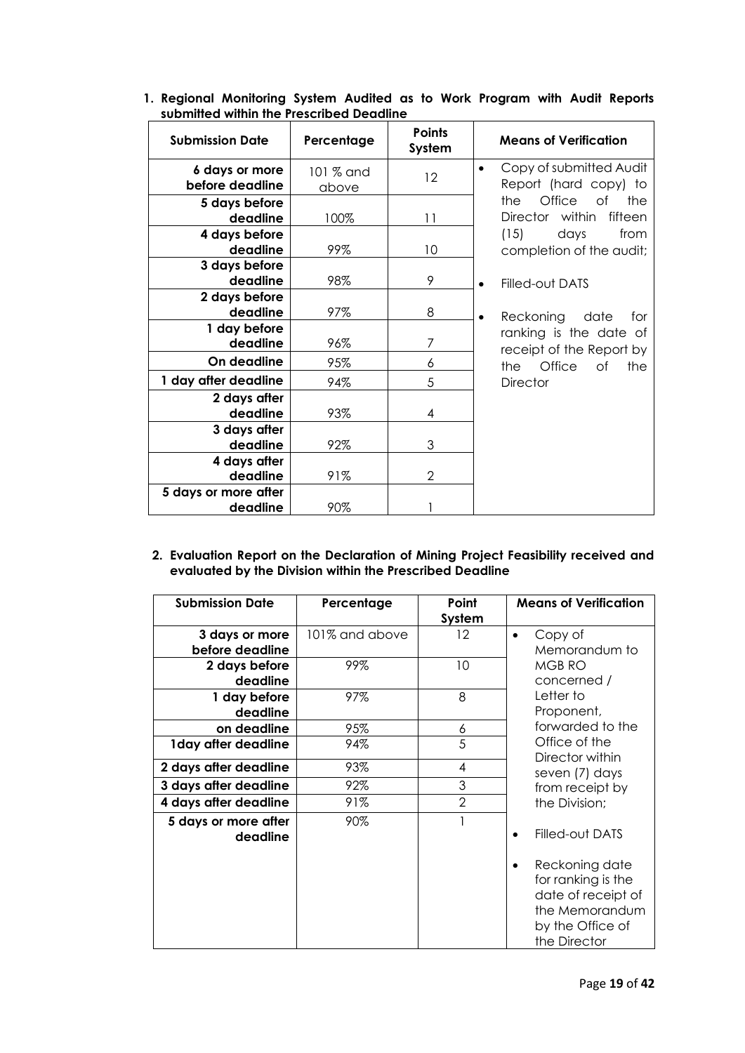1. **Regional Monitoring System Audited as to Work Program with Audit Reports submitted within the Prescribed Deadline**

| Submission Date | Percentage | Points System | Means of Verification |
|---|---|---|---|
| **6 days or more before deadline** | 101 % and above | 12 | • Copy of submitted Audit Report (hard copy) to the Office of the Director within fifteen (15) days from completion of the audit;<br><br>• Filled-out DATS<br><br>• Reckoning date for ranking is the date of receipt of the Report by the Office of the Director |
| **5 days before deadline** | 100% | 11 | |
| **4 days before deadline** | 99% | 10 | |
| **3 days before deadline** | 98% | 9 | |
| **2 days before deadline** | 97% | 8 | |
| **1 day before deadline** | 96% | 7 | |
| **On deadline** | 95% | 6 | |
| **1 day after deadline** | 94% | 5 | |
| **2 days after deadline** | 93% | 4 | |
| **3 days after deadline** | 92% | 3 | |
| **4 days after deadline** | 91% | 2 | |
| **5 days or more after deadline** | 90% | 1 | |

2. **Evaluation Report on the Declaration of Mining Project Feasibility received and evaluated by the Division within the Prescribed Deadline**

| Submission Date | Percentage | Point System | Means of Verification |
|---|---|---|---|
| **3 days or more before deadline** | 101% and above | 12 | • Copy of Memorandum to MGB RO concerned / Letter to Proponent, forwarded to the Office of the Director within seven (7) days from receipt by the Division;<br><br>• Filled-out DATS<br><br>• Reckoning date for ranking is the date of receipt of the Memorandum by the Office of the Director |
| **2 days before deadline** | 99% | 10 | |
| **1 day before deadline** | 97% | 8 | |
| **on deadline** | 95% | 6 | |
| **1day after deadline** | 94% | 5 | |
| **2 days after deadline** | 93% | 4 | |
| **3 days after deadline** | 92% | 3 | |
| **4 days after deadline** | 91% | 2 | |
| **5 days or more after deadline** | 90% | 1 | |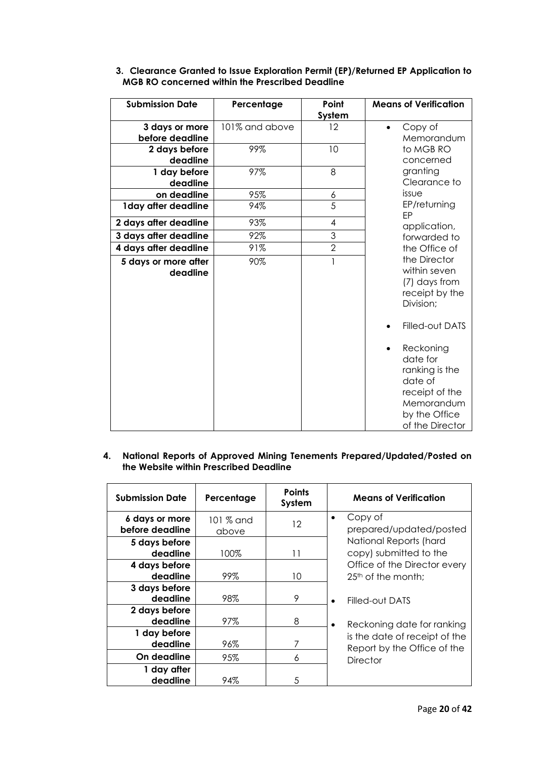**3. Clearance Granted to Issue Exploration Permit (EP)/Returned EP Application to MGB RO concerned within the Prescribed Deadline**

| Submission Date | Percentage | Point System | Means of Verification |
|---|---|---|---|
| 3 days or more before deadline | 101% and above | 12 | • Copy of Memorandum to MGB RO concerned granting Clearance to issue EP/returning EP application, forwarded to the Office of the Director within seven (7) days from receipt by the Division;<br>• Filled-out DATS<br>• Reckoning date for ranking is the date of receipt of the Memorandum by the Office of the Director |
| 2 days before deadline | 99% | 10 | |
| 1 day before deadline | 97% | 8 | |
| on deadline | 95% | 6 | |
| 1day after deadline | 94% | 5 | |
| 2 days after deadline | 93% | 4 | |
| 3 days after deadline | 92% | 3 | |
| 4 days after deadline | 91% | 2 | |
| 5 days or more after deadline | 90% | 1 | |

**4. National Reports of Approved Mining Tenements Prepared/Updated/Posted on the Website within Prescribed Deadline**

| Submission Date | Percentage | Points System | Means of Verification |
|---|---|---|---|
| 6 days or more before deadline | 101 % and above | 12 | • Copy of prepared/updated/posted National Reports (hard copy) submitted to the Office of the Director every 25th of the month;<br>• Filled-out DATS<br>• Reckoning date for ranking is the date of receipt of the Report by the Office of the Director |
| 5 days before deadline | 100% | 11 | |
| 4 days before deadline | 99% | 10 | |
| 3 days before deadline | 98% | 9 | |
| 2 days before deadline | 97% | 8 | |
| 1 day before deadline | 96% | 7 | |
| On deadline | 95% | 6 | |
| 1 day after deadline | 94% | 5 | |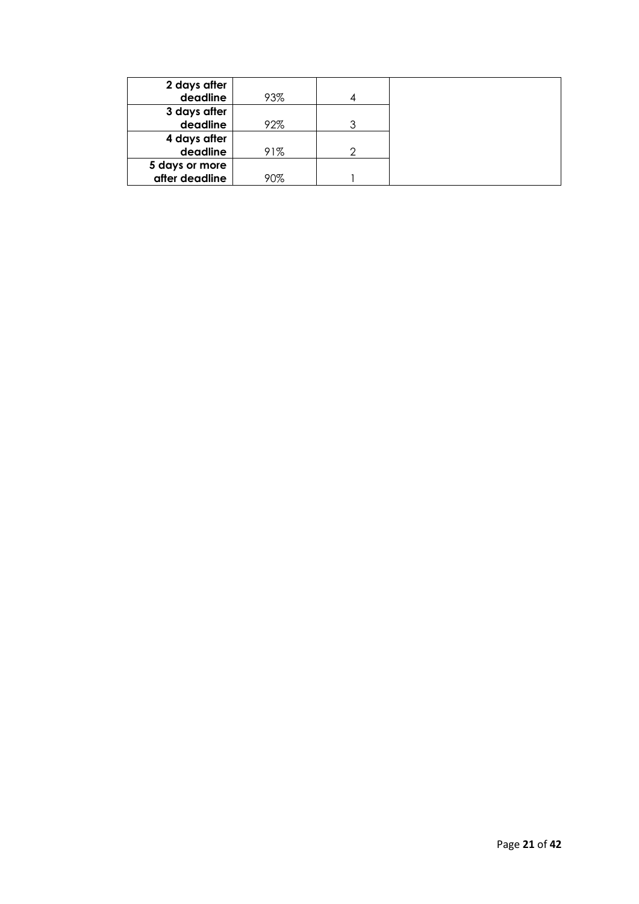| | | | |
|---|---|---|---|
| **2 days after deadline** | 93% | 4 | |
| **3 days after deadline** | 92% | 3 | |
| **4 days after deadline** | 91% | 2 | |
| **5 days or more after deadline** | 90% | 1 | |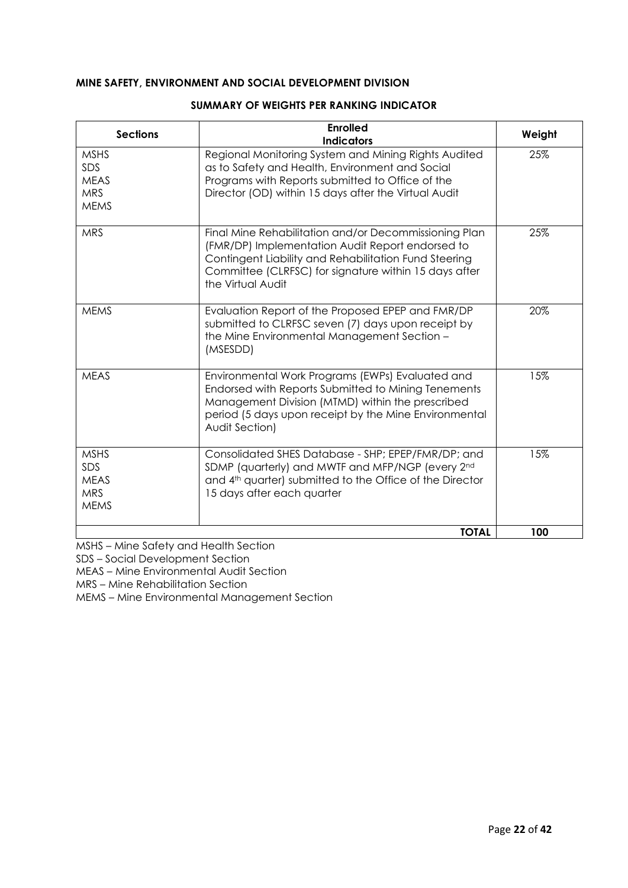**MINE SAFETY, ENVIRONMENT AND SOCIAL DEVELOPMENT DIVISION**

**SUMMARY OF WEIGHTS PER RANKING INDICATOR**

| Sections | Enrolled Indicators | Weight |
|---|---|---|
| MSHS<br>SDS<br>MEAS<br>MRS<br>MEMS | Regional Monitoring System and Mining Rights Audited as to Safety and Health, Environment and Social Programs with Reports submitted to Office of the Director (OD) within 15 days after the Virtual Audit | 25% |
| MRS | Final Mine Rehabilitation and/or Decommissioning Plan (FMR/DP) Implementation Audit Report endorsed to Contingent Liability and Rehabilitation Fund Steering Committee (CLRFSC) for signature within 15 days after the Virtual Audit | 25% |
| MEMS | Evaluation Report of the Proposed EPEP and FMR/DP submitted to CLRFSC seven (7) days upon receipt by the Mine Environmental Management Section – (MSESDD) | 20% |
| MEAS | Environmental Work Programs (EWPs) Evaluated and Endorsed with Reports Submitted to Mining Tenements Management Division (MTMD) within the prescribed period (5 days upon receipt by the Mine Environmental Audit Section) | 15% |
| MSHS<br>SDS<br>MEAS<br>MRS<br>MEMS | Consolidated SHES Database - SHP; EPEP/FMR/DP; and SDMP (quarterly) and MWTF and MFP/NGP (every 2nd and 4th quarter) submitted to the Office of the Director 15 days after each quarter | 15% |
| | **TOTAL** | **100** |

MSHS – Mine Safety and Health Section

SDS – Social Development Section

MEAS – Mine Environmental Audit Section

MRS – Mine Rehabilitation Section

MEMS – Mine Environmental Management Section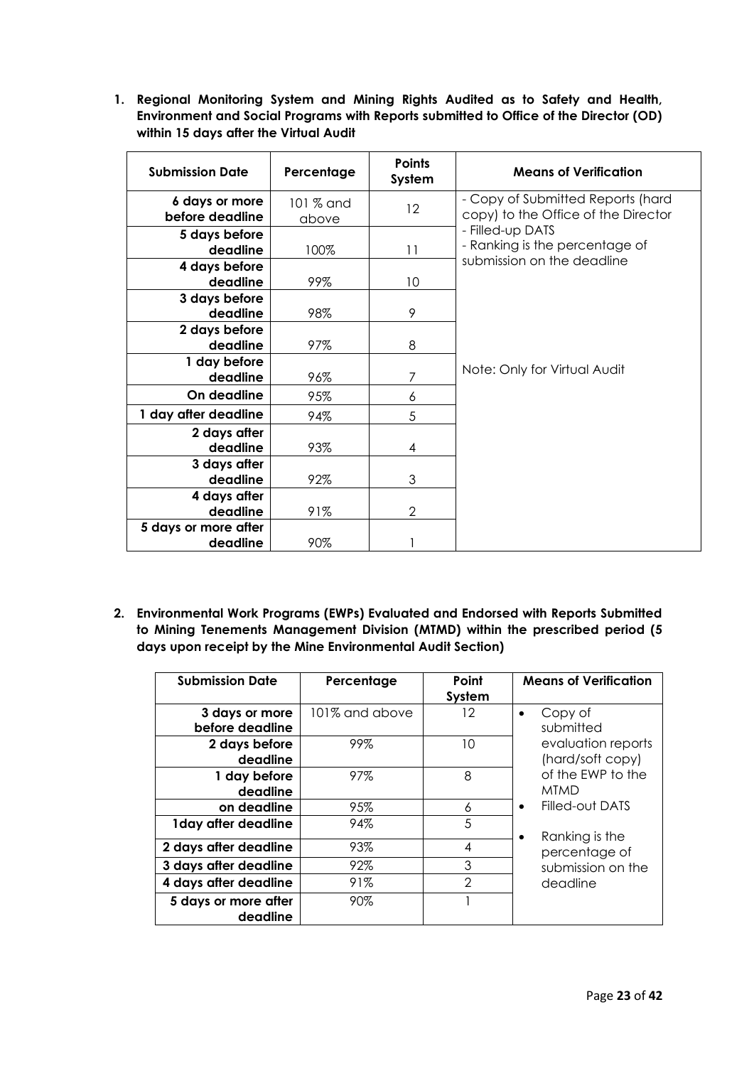**1. Regional Monitoring System and Mining Rights Audited as to Safety and Health, Environment and Social Programs with Reports submitted to Office of the Director (OD) within 15 days after the Virtual Audit**

| Submission Date | Percentage | Points System | Means of Verification |
|---|---|---|---|
| 6 days or more before deadline | 101 % and above | 12 | - Copy of Submitted Reports (hard copy) to the Office of the Director<br>- Filled-up DATS<br>- Ranking is the percentage of submission on the deadline<br><br>Note: Only for Virtual Audit |
| 5 days before deadline | 100% | 11 | |
| 4 days before deadline | 99% | 10 | |
| 3 days before deadline | 98% | 9 | |
| 2 days before deadline | 97% | 8 | |
| 1 day before deadline | 96% | 7 | |
| On deadline | 95% | 6 | |
| 1 day after deadline | 94% | 5 | |
| 2 days after deadline | 93% | 4 | |
| 3 days after deadline | 92% | 3 | |
| 4 days after deadline | 91% | 2 | |
| 5 days or more after deadline | 90% | 1 | |

**2. Environmental Work Programs (EWPs) Evaluated and Endorsed with Reports Submitted to Mining Tenements Management Division (MTMD) within the prescribed period (5 days upon receipt by the Mine Environmental Audit Section)**

| Submission Date | Percentage | Point System | Means of Verification |
|---|---|---|---|
| 3 days or more before deadline | 101% and above | 12 | • Copy of submitted evaluation reports (hard/soft copy) of the EWP to the MTMD<br>• Filled-out DATS<br>• Ranking is the percentage of submission on the deadline |
| 2 days before deadline | 99% | 10 | |
| 1 day before deadline | 97% | 8 | |
| on deadline | 95% | 6 | |
| 1day after deadline | 94% | 5 | |
| 2 days after deadline | 93% | 4 | |
| 3 days after deadline | 92% | 3 | |
| 4 days after deadline | 91% | 2 | |
| 5 days or more after deadline | 90% | 1 | |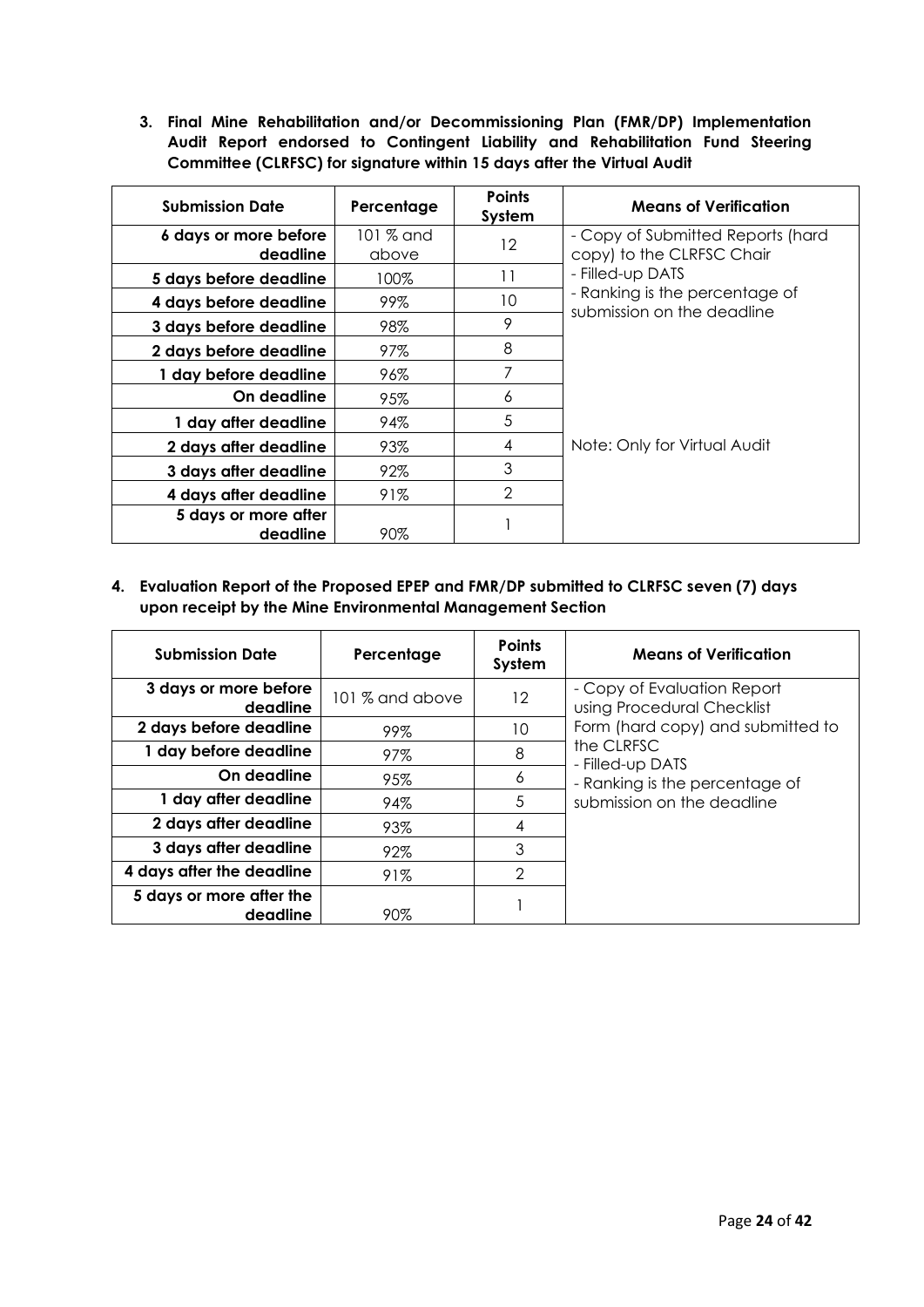**3. Final Mine Rehabilitation and/or Decommissioning Plan (FMR/DP) Implementation Audit Report endorsed to Contingent Liability and Rehabilitation Fund Steering Committee (CLRFSC) for signature within 15 days after the Virtual Audit**

| Submission Date | Percentage | Points System | Means of Verification |
|---|---|---|---|
| 6 days or more before deadline | 101 % and above | 12 | - Copy of Submitted Reports (hard copy) to the CLRFSC Chair<br>- Filled-up DATS<br>- Ranking is the percentage of submission on the deadline<br><br>Note: Only for Virtual Audit |
| 5 days before deadline | 100% | 11 | |
| 4 days before deadline | 99% | 10 | |
| 3 days before deadline | 98% | 9 | |
| 2 days before deadline | 97% | 8 | |
| 1 day before deadline | 96% | 7 | |
| On deadline | 95% | 6 | |
| 1 day after deadline | 94% | 5 | |
| 2 days after deadline | 93% | 4 | |
| 3 days after deadline | 92% | 3 | |
| 4 days after deadline | 91% | 2 | |
| 5 days or more after deadline | 90% | 1 | |

**4. Evaluation Report of the Proposed EPEP and FMR/DP submitted to CLRFSC seven (7) days upon receipt by the Mine Environmental Management Section**

| Submission Date | Percentage | Points System | Means of Verification |
|---|---|---|---|
| 3 days or more before deadline | 101 % and above | 12 | - Copy of Evaluation Report using Procedural Checklist Form (hard copy) and submitted to the CLRFSC<br>- Filled-up DATS<br>- Ranking is the percentage of submission on the deadline |
| 2 days before deadline | 99% | 10 | |
| 1 day before deadline | 97% | 8 | |
| On deadline | 95% | 6 | |
| 1 day after deadline | 94% | 5 | |
| 2 days after deadline | 93% | 4 | |
| 3 days after deadline | 92% | 3 | |
| 4 days after the deadline | 91% | 2 | |
| 5 days or more after the deadline | 90% | 1 | |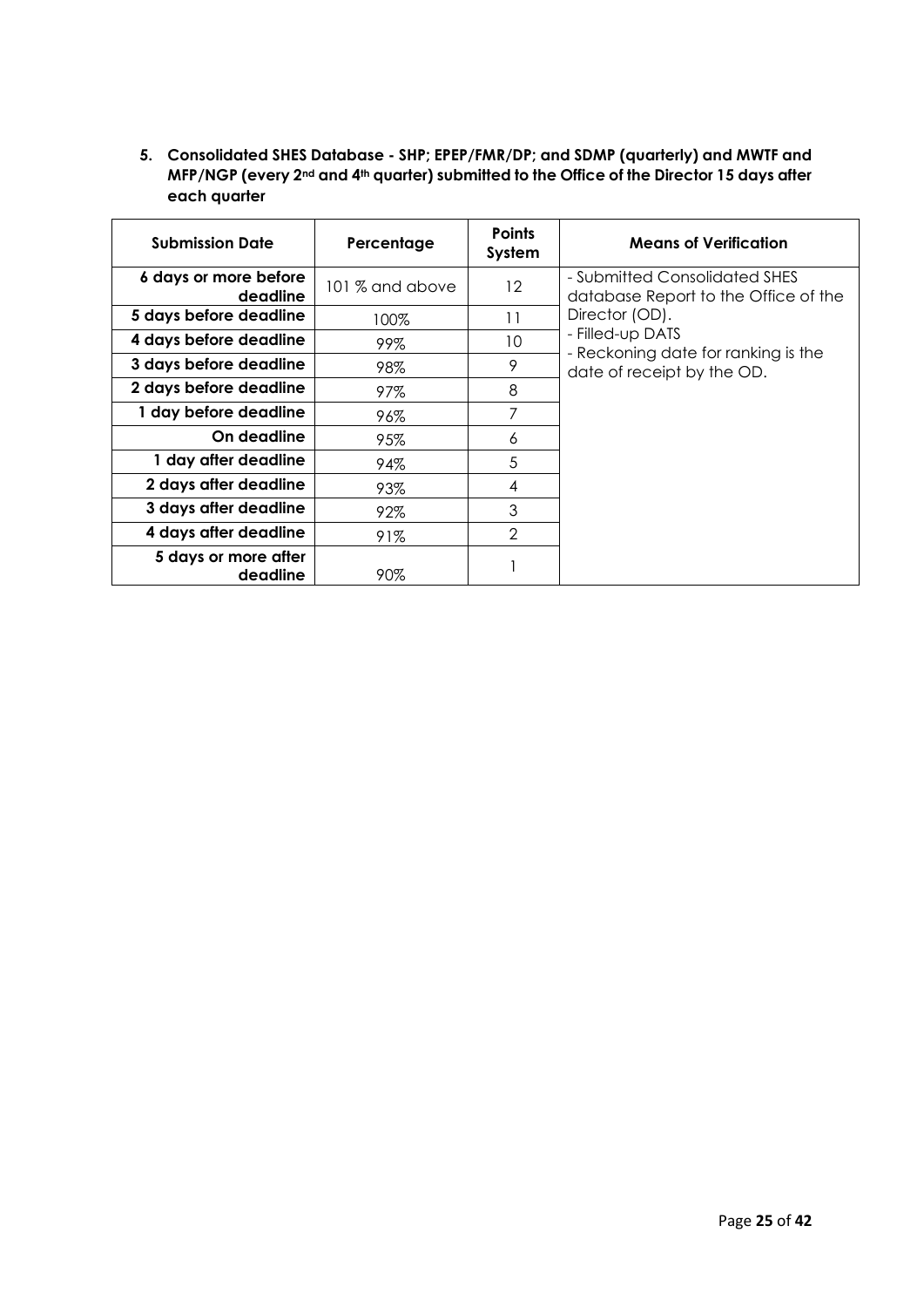**5. Consolidated SHES Database - SHP; EPEP/FMR/DP; and SDMP (quarterly) and MWTF and MFP/NGP (every 2nd and 4th quarter) submitted to the Office of the Director 15 days after each quarter**

| Submission Date | Percentage | Points System | Means of Verification |
|---|---|---|---|
| 6 days or more before deadline | 101 % and above | 12 | - Submitted Consolidated SHES database Report to the Office of the Director (OD).<br>- Filled-up DATS<br>- Reckoning date for ranking is the date of receipt by the OD. |
| 5 days before deadline | 100% | 11 | |
| 4 days before deadline | 99% | 10 | |
| 3 days before deadline | 98% | 9 | |
| 2 days before deadline | 97% | 8 | |
| 1 day before deadline | 96% | 7 | |
| On deadline | 95% | 6 | |
| 1 day after deadline | 94% | 5 | |
| 2 days after deadline | 93% | 4 | |
| 3 days after deadline | 92% | 3 | |
| 4 days after deadline | 91% | 2 | |
| 5 days or more after deadline | 90% | 1 | |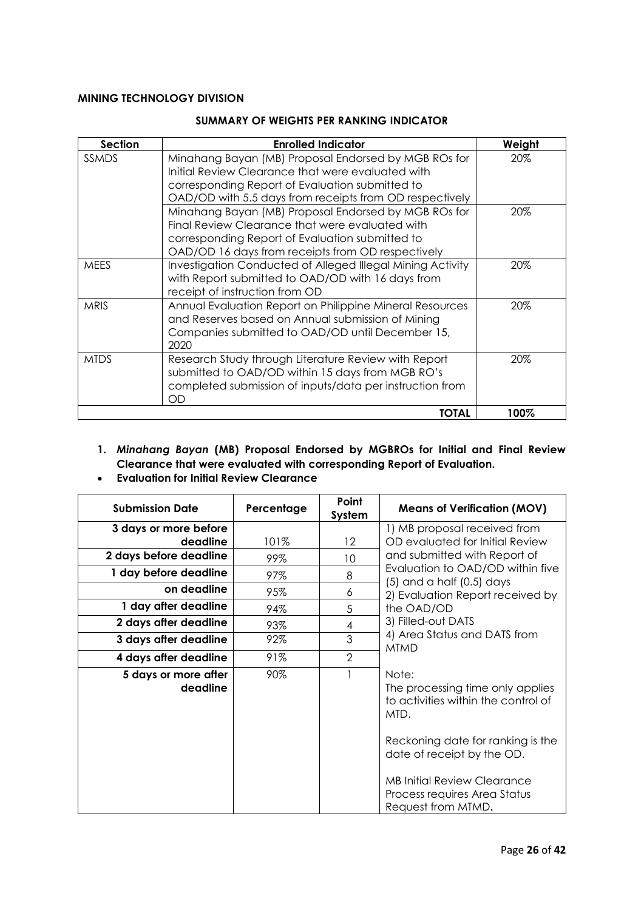**MINING TECHNOLOGY DIVISION**

**SUMMARY OF WEIGHTS PER RANKING INDICATOR**

| Section | Enrolled Indicator | Weight |
|---|---|---|
| SSMDS | Minahang Bayan (MB) Proposal Endorsed by MGB ROs for Initial Review Clearance that were evaluated with corresponding Report of Evaluation submitted to OAD/OD with 5.5 days from receipts from OD respectively | 20% |
| | Minahang Bayan (MB) Proposal Endorsed by MGB ROs for Final Review Clearance that were evaluated with corresponding Report of Evaluation submitted to OAD/OD 16 days from receipts from OD respectively | 20% |
| MEES | Investigation Conducted of Alleged Illegal Mining Activity with Report submitted to OAD/OD with 16 days from receipt of instruction from OD | 20% |
| MRIS | Annual Evaluation Report on Philippine Mineral Resources and Reserves based on Annual submission of Mining Companies submitted to OAD/OD until December 15, 2020 | 20% |
| MTDS | Research Study through Literature Review with Report submitted to OAD/OD within 15 days from MGB RO's completed submission of inputs/data per instruction from OD | 20% |
| | **TOTAL** | **100%** |

1. ***Minahang Bayan* (MB) Proposal Endorsed by MGBROs for Initial and Final Review Clearance that were evaluated with corresponding Report of Evaluation.**

- **Evaluation for Initial Review Clearance**

| Submission Date | Percentage | Point System | Means of Verification (MOV) |
|---|---|---|---|
| **3 days or more before deadline** | 101% | 12 | 1) MB proposal received from OD evaluated for Initial Review and submitted with Report of Evaluation to OAD/OD within five (5) and a half (0.5) days<br>2) Evaluation Report received by the OAD/OD<br>3) Filled-out DATS<br>4) Area Status and DATS from MTMD |
| **2 days before deadline** | 99% | 10 | |
| **1 day before deadline** | 97% | 8 | |
| **on deadline** | 95% | 6 | |
| **1 day after deadline** | 94% | 5 | |
| **2 days after deadline** | 93% | 4 | |
| **3 days after deadline** | 92% | 3 | |
| **4 days after deadline** | 91% | 2 | |
| **5 days or more after deadline** | 90% | 1 | Note:<br>The processing time only applies to activities within the control of MTD.<br><br>Reckoning date for ranking is the date of receipt by the OD.<br><br>MB Initial Review Clearance Process requires Area Status Request from MTMD**.** |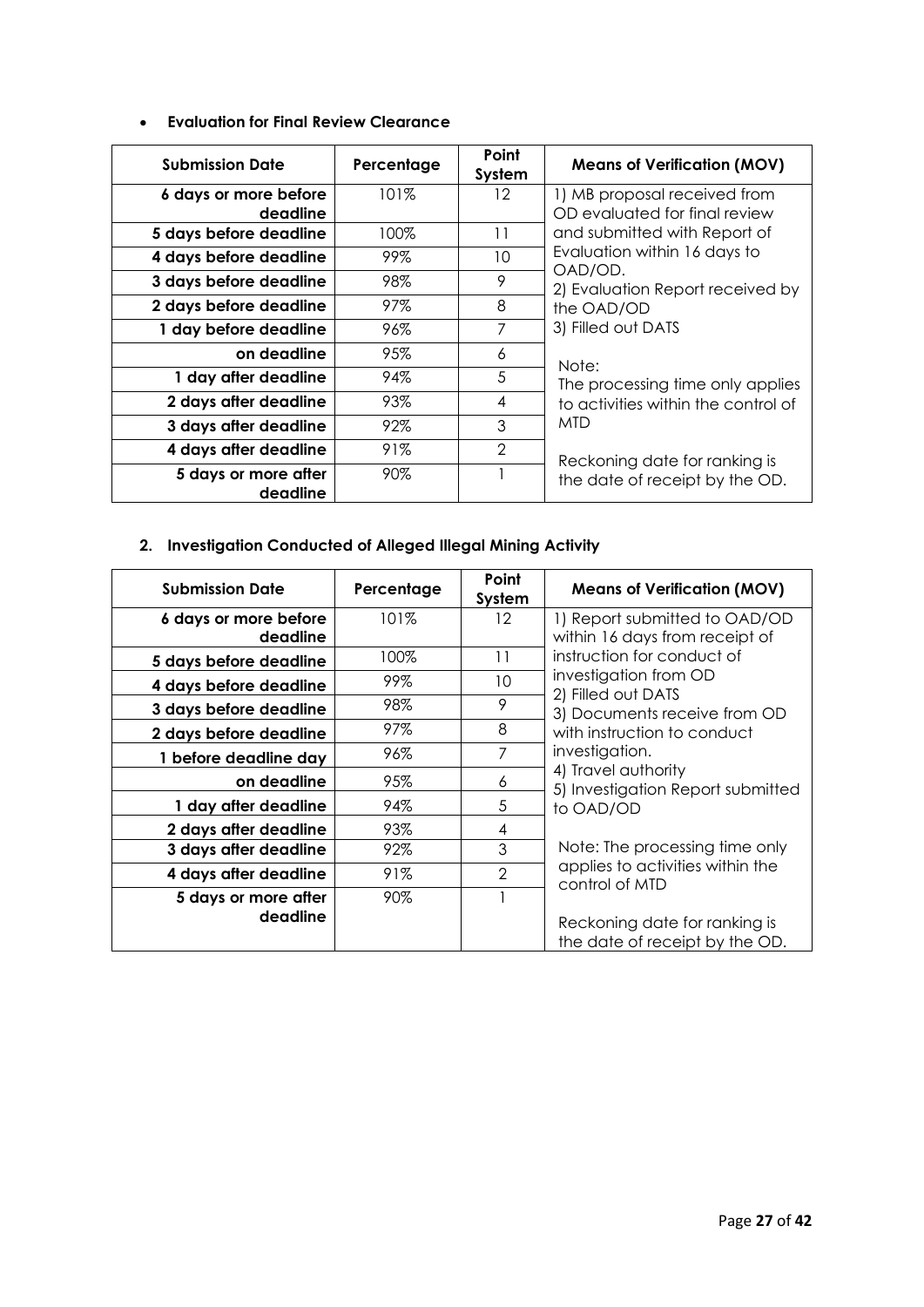- **Evaluation for Final Review Clearance**

| Submission Date | Percentage | Point System | Means of Verification (MOV) |
|---|---|---|---|
| 6 days or more before deadline | 101% | 12 | 1) MB proposal received from OD evaluated for final review and submitted with Report of Evaluation within 16 days to OAD/OD.<br>2) Evaluation Report received by the OAD/OD<br>3) Filled out DATS<br><br>Note:<br>The processing time only applies to activities within the control of MTD<br><br>Reckoning date for ranking is the date of receipt by the OD. |
| 5 days before deadline | 100% | 11 | |
| 4 days before deadline | 99% | 10 | |
| 3 days before deadline | 98% | 9 | |
| 2 days before deadline | 97% | 8 | |
| 1 day before deadline | 96% | 7 | |
| on deadline | 95% | 6 | |
| 1 day after deadline | 94% | 5 | |
| 2 days after deadline | 93% | 4 | |
| 3 days after deadline | 92% | 3 | |
| 4 days after deadline | 91% | 2 | |
| 5 days or more after deadline | 90% | 1 | |

**2. Investigation Conducted of Alleged Illegal Mining Activity**

| Submission Date | Percentage | Point System | Means of Verification (MOV) |
|---|---|---|---|
| 6 days or more before deadline | 101% | 12 | 1) Report submitted to OAD/OD within 16 days from receipt of instruction for conduct of investigation from OD<br>2) Filled out DATS<br>3) Documents receive from OD with instruction to conduct investigation.<br>4) Travel authority<br>5) Investigation Report submitted to OAD/OD<br><br>Note: The processing time only applies to activities within the control of MTD<br><br>Reckoning date for ranking is the date of receipt by the OD. |
| 5 days before deadline | 100% | 11 | |
| 4 days before deadline | 99% | 10 | |
| 3 days before deadline | 98% | 9 | |
| 2 days before deadline | 97% | 8 | |
| 1 before deadline day | 96% | 7 | |
| on deadline | 95% | 6 | |
| 1 day after deadline | 94% | 5 | |
| 2 days after deadline | 93% | 4 | |
| 3 days after deadline | 92% | 3 | |
| 4 days after deadline | 91% | 2 | |
| 5 days or more after deadline | 90% | 1 | |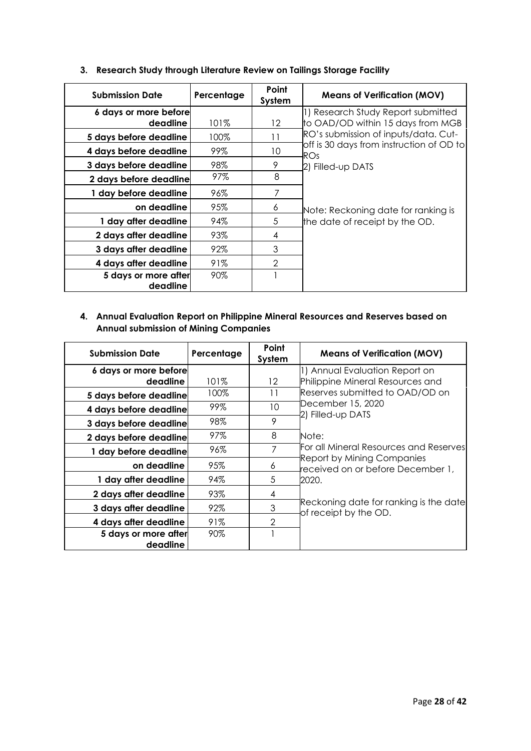**3. Research Study through Literature Review on Tailings Storage Facility**

| Submission Date | Percentage | Point System | Means of Verification (MOV) |
|---|---|---|---|
| 6 days or more before deadline | 101% | 12 | 1) Research Study Report submitted to OAD/OD within 15 days from MGB RO's submission of inputs/data. Cut-off is 30 days from instruction of OD to ROs<br>2) Filled-up DATS<br><br>Note: Reckoning date for ranking is the date of receipt by the OD. |
| 5 days before deadline | 100% | 11 | |
| 4 days before deadline | 99% | 10 | |
| 3 days before deadline | 98% | 9 | |
| 2 days before deadline | 97% | 8 | |
| 1 day before deadline | 96% | 7 | |
| on deadline | 95% | 6 | |
| 1 day after deadline | 94% | 5 | |
| 2 days after deadline | 93% | 4 | |
| 3 days after deadline | 92% | 3 | |
| 4 days after deadline | 91% | 2 | |
| 5 days or more after deadline | 90% | 1 | |

**4. Annual Evaluation Report on Philippine Mineral Resources and Reserves based on Annual submission of Mining Companies**

| Submission Date | Percentage | Point System | Means of Verification (MOV) |
|---|---|---|---|
| 6 days or more before deadline | 101% | 12 | 1) Annual Evaluation Report on Philippine Mineral Resources and Reserves submitted to OAD/OD on December 15, 2020<br>2) Filled-up DATS<br><br>Note:<br>For all Mineral Resources and Reserves Report by Mining Companies received on or before December 1, 2020.<br><br>Reckoning date for ranking is the date of receipt by the OD. |
| 5 days before deadline | 100% | 11 | |
| 4 days before deadline | 99% | 10 | |
| 3 days before deadline | 98% | 9 | |
| 2 days before deadline | 97% | 8 | |
| 1 day before deadline | 96% | 7 | |
| on deadline | 95% | 6 | |
| 1 day after deadline | 94% | 5 | |
| 2 days after deadline | 93% | 4 | |
| 3 days after deadline | 92% | 3 | |
| 4 days after deadline | 91% | 2 | |
| 5 days or more after deadline | 90% | 1 | |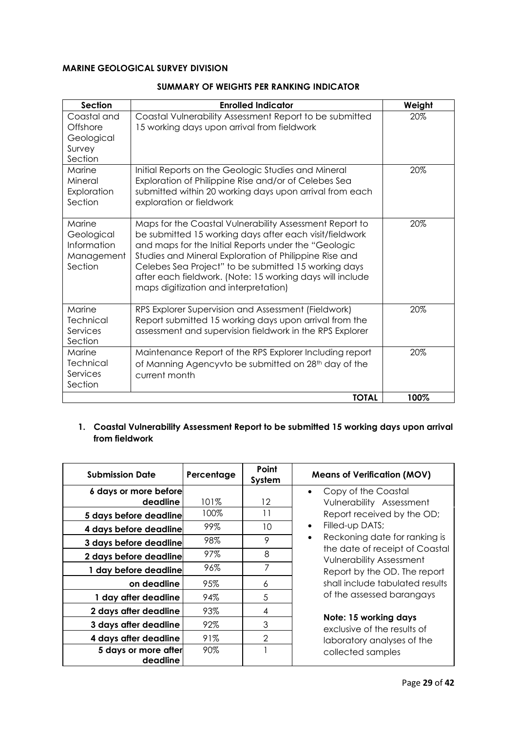**MARINE GEOLOGICAL SURVEY DIVISION**

**SUMMARY OF WEIGHTS PER RANKING INDICATOR**

| Section | Enrolled Indicator | Weight |
|---|---|---|
| Coastal and Offshore Geological Survey Section | Coastal Vulnerability Assessment Report to be submitted 15 working days upon arrival from fieldwork | 20% |
| Marine Mineral Exploration Section | Initial Reports on the Geologic Studies and Mineral Exploration of Philippine Rise and/or of Celebes Sea submitted within 20 working days upon arrival from each exploration or fieldwork | 20% |
| Marine Geological Information Management Section | Maps for the Coastal Vulnerability Assessment Report to be submitted 15 working days after each visit/fieldwork and maps for the Initial Reports under the "Geologic Studies and Mineral Exploration of Philippine Rise and Celebes Sea Project" to be submitted 15 working days after each fieldwork. (Note: 15 working days will include maps digitization and interpretation) | 20% |
| Marine Technical Services Section | RPS Explorer Supervision and Assessment (Fieldwork) Report submitted 15 working days upon arrival from the assessment and supervision fieldwork in the RPS Explorer | 20% |
| Marine Technical Services Section | Maintenance Report of the RPS Explorer Including report of Manning Agencyvto be submitted on 28th day of the current month | 20% |
| | **TOTAL** | **100%** |

1. **Coastal Vulnerability Assessment Report to be submitted 15 working days upon arrival from fieldwork**

| Submission Date | Percentage | Point System | Means of Verification (MOV) |
|---|---|---|---|
| **6 days or more before deadline** | 101% | 12 | • Copy of the Coastal Vulnerability Assessment Report received by the OD;<br>• Filled-up DATS;<br>• Reckoning date for ranking is the date of receipt of Coastal Vulnerability Assessment Report by the OD. The report shall include tabulated results of the assessed barangays<br><br>**Note: 15 working days** exclusive of the results of laboratory analyses of the collected samples |
| **5 days before deadline** | 100% | 11 | |
| **4 days before deadline** | 99% | 10 | |
| **3 days before deadline** | 98% | 9 | |
| **2 days before deadline** | 97% | 8 | |
| **1 day before deadline** | 96% | 7 | |
| **on deadline** | 95% | 6 | |
| **1 day after deadline** | 94% | 5 | |
| **2 days after deadline** | 93% | 4 | |
| **3 days after deadline** | 92% | 3 | |
| **4 days after deadline** | 91% | 2 | |
| **5 days or more after deadline** | 90% | 1 | |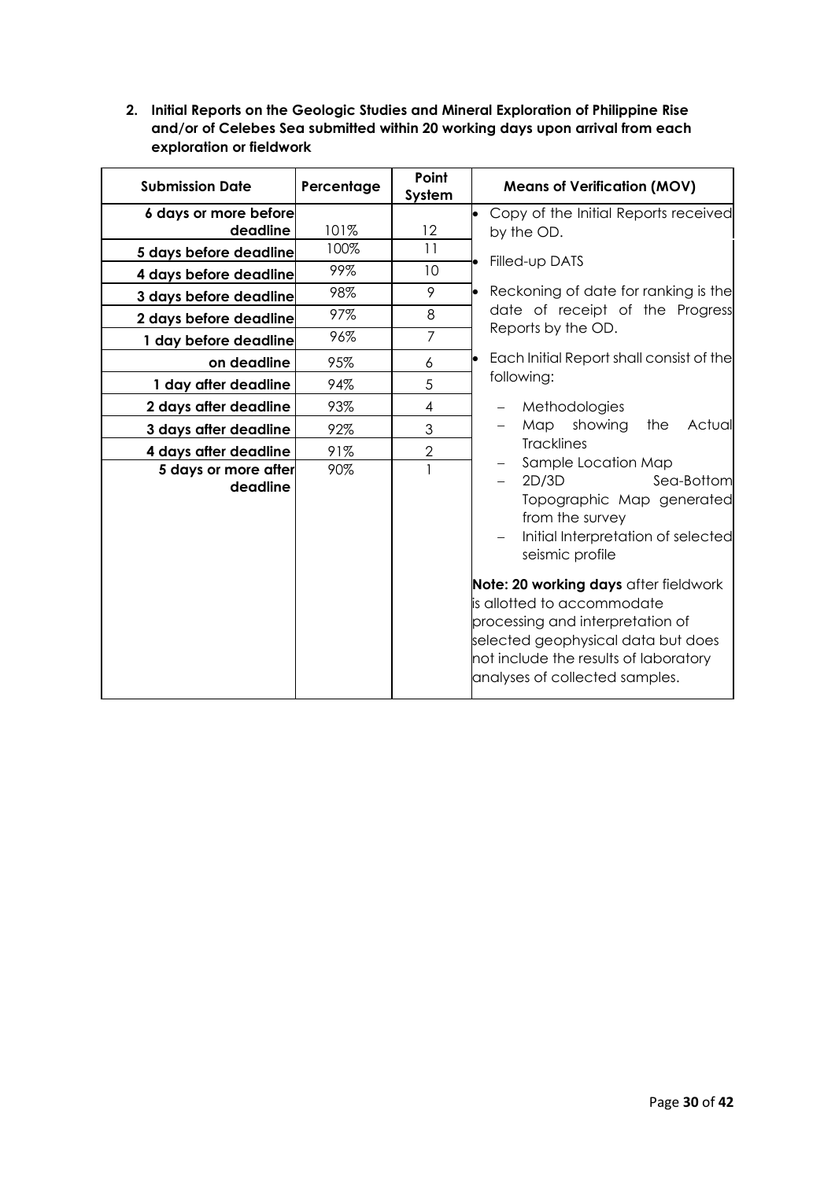**2. Initial Reports on the Geologic Studies and Mineral Exploration of Philippine Rise and/or of Celebes Sea submitted within 20 working days upon arrival from each exploration or fieldwork**

| Submission Date | Percentage | Point System | Means of Verification (MOV) |
|---|---|---|---|
| **6 days or more before deadline** | 101% | 12 | • Copy of the Initial Reports received by the OD. |
| **5 days before deadline** | 100% | 11 | • Filled-up DATS |
| **4 days before deadline** | 99% | 10 | |
| **3 days before deadline** | 98% | 9 | • Reckoning of date for ranking is the date of receipt of the Progress Reports by the OD. |
| **2 days before deadline** | 97% | 8 | |
| **1 day before deadline** | 96% | 7 | |
| **on deadline** | 95% | 6 | • Each Initial Report shall consist of the following: |
| **1 day after deadline** | 94% | 5 | |
| **2 days after deadline** | 93% | 4 | – Methodologies |
| **3 days after deadline** | 92% | 3 | – Map showing the Actual Tracklines |
| **4 days after deadline** | 91% | 2 | |
| **5 days or more after deadline** | 90% | 1 | – Sample Location Map<br>– 2D/3D Sea-Bottom Topographic Map generated from the survey<br>– Initial Interpretation of selected seismic profile<br><br>**Note: 20 working days** after fieldwork is allotted to accommodate processing and interpretation of selected geophysical data but does not include the results of laboratory analyses of collected samples. |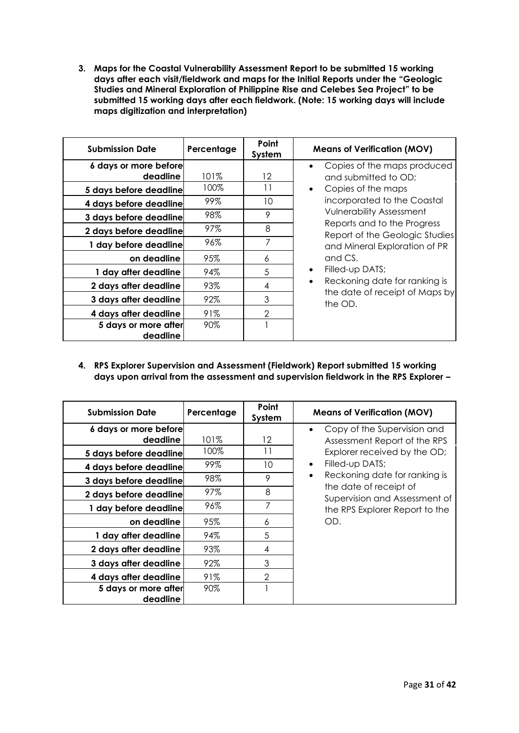3. **Maps for the Coastal Vulnerability Assessment Report to be submitted 15 working days after each visit/fieldwork and maps for the Initial Reports under the "Geologic Studies and Mineral Exploration of Philippine Rise and Celebes Sea Project" to be submitted 15 working days after each fieldwork. (Note: 15 working days will include maps digitization and interpretation)**

| Submission Date | Percentage | Point System | Means of Verification (MOV) |
|---|---|---|---|
| 6 days or more before deadline | 101% | 12 | • Copies of the maps produced and submitted to OD; • Copies of the maps incorporated to the Coastal Vulnerability Assessment Reports and to the Progress Report of the Geologic Studies and Mineral Exploration of PR and CS. • Filled-up DATS; • Reckoning date for ranking is the date of receipt of Maps by the OD. |
| 5 days before deadline | 100% | 11 | |
| 4 days before deadline | 99% | 10 | |
| 3 days before deadline | 98% | 9 | |
| 2 days before deadline | 97% | 8 | |
| 1 day before deadline | 96% | 7 | |
| on deadline | 95% | 6 | |
| 1 day after deadline | 94% | 5 | |
| 2 days after deadline | 93% | 4 | |
| 3 days after deadline | 92% | 3 | |
| 4 days after deadline | 91% | 2 | |
| 5 days or more after deadline | 90% | 1 | |

4. **RPS Explorer Supervision and Assessment (Fieldwork) Report submitted 15 working days upon arrival from the assessment and supervision fieldwork in the RPS Explorer –**

| Submission Date | Percentage | Point System | Means of Verification (MOV) |
|---|---|---|---|
| 6 days or more before deadline | 101% | 12 | • Copy of the Supervision and Assessment Report of the RPS Explorer received by the OD; • Filled-up DATS; • Reckoning date for ranking is the date of receipt of Supervision and Assessment of the RPS Explorer Report to the OD. |
| 5 days before deadline | 100% | 11 | |
| 4 days before deadline | 99% | 10 | |
| 3 days before deadline | 98% | 9 | |
| 2 days before deadline | 97% | 8 | |
| 1 day before deadline | 96% | 7 | |
| on deadline | 95% | 6 | |
| 1 day after deadline | 94% | 5 | |
| 2 days after deadline | 93% | 4 | |
| 3 days after deadline | 92% | 3 | |
| 4 days after deadline | 91% | 2 | |
| 5 days or more after deadline | 90% | 1 | |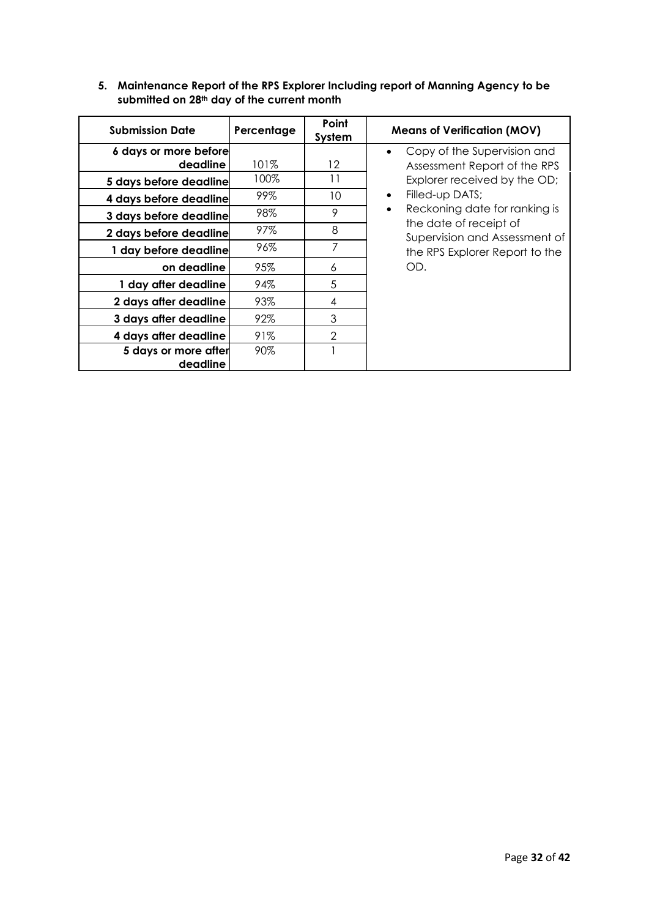**5. Maintenance Report of the RPS Explorer Including report of Manning Agency to be submitted on 28th day of the current month**

| Submission Date | Percentage | Point System | Means of Verification (MOV) |
|---|---|---|---|
| **6 days or more before deadline** | 101% | 12 | • Copy of the Supervision and Assessment Report of the RPS Explorer received by the OD;<br>• Filled-up DATS;<br>• Reckoning date for ranking is the date of receipt of Supervision and Assessment of the RPS Explorer Report to the OD. |
| **5 days before deadline** | 100% | 11 | |
| **4 days before deadline** | 99% | 10 | |
| **3 days before deadline** | 98% | 9 | |
| **2 days before deadline** | 97% | 8 | |
| **1 day before deadline** | 96% | 7 | |
| **on deadline** | 95% | 6 | |
| **1 day after deadline** | 94% | 5 | |
| **2 days after deadline** | 93% | 4 | |
| **3 days after deadline** | 92% | 3 | |
| **4 days after deadline** | 91% | 2 | |
| **5 days or more after deadline** | 90% | 1 | |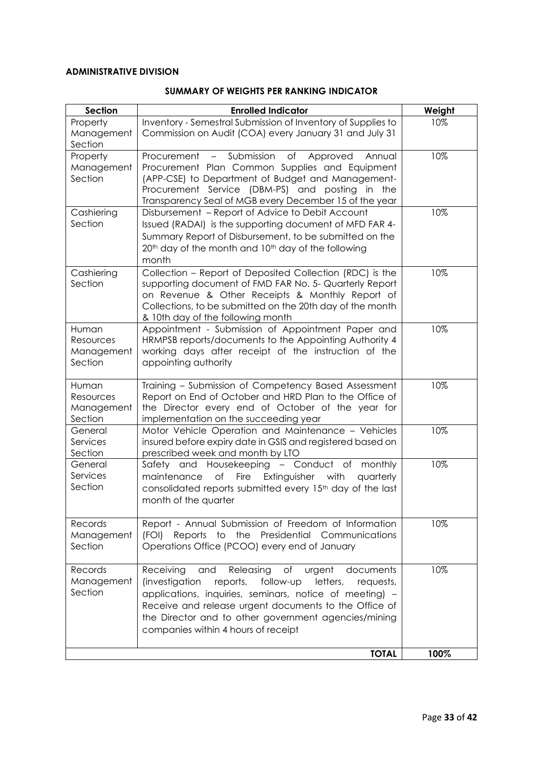**ADMINISTRATIVE DIVISION**

**SUMMARY OF WEIGHTS PER RANKING INDICATOR**

| Section | Enrolled Indicator | Weight |
|---|---|---|
| Property Management Section | Inventory - Semestral Submission of Inventory of Supplies to Commission on Audit (COA) every January 31 and July 31 | 10% |
| Property Management Section | Procurement – Submission of Approved Annual Procurement Plan Common Supplies and Equipment (APP-CSE) to Department of Budget and Management-Procurement Service (DBM-PS) and posting in the Transparency Seal of MGB every December 15 of the year | 10% |
| Cashiering Section | Disbursement – Report of Advice to Debit Account Issued (RADAI) is the supporting document of MFD FAR 4-Summary Report of Disbursement, to be submitted on the 20th day of the month and 10th day of the following month | 10% |
| Cashiering Section | Collection – Report of Deposited Collection (RDC) is the supporting document of FMD FAR No. 5- Quarterly Report on Revenue & Other Receipts & Monthly Report of Collections, to be submitted on the 20th day of the month & 10th day of the following month | 10% |
| Human Resources Management Section | Appointment - Submission of Appointment Paper and HRMPSB reports/documents to the Appointing Authority 4 working days after receipt of the instruction of the appointing authority | 10% |
| Human Resources Management Section | Training – Submission of Competency Based Assessment Report on End of October and HRD Plan to the Office of the Director every end of October of the year for implementation on the succeeding year | 10% |
| General Services Section | Motor Vehicle Operation and Maintenance – Vehicles insured before expiry date in GSIS and registered based on prescribed week and month by LTO | 10% |
| General Services Section | Safety and Housekeeping – Conduct of monthly maintenance of Fire Extinguisher with quarterly consolidated reports submitted every 15th day of the last month of the quarter | 10% |
| Records Management Section | Report - Annual Submission of Freedom of Information (FOI) Reports to the Presidential Communications Operations Office (PCOO) every end of January | 10% |
| Records Management Section | Receiving and Releasing of urgent documents (investigation reports, follow-up letters, requests, applications, inquiries, seminars, notice of meeting) – Receive and release urgent documents to the Office of the Director and to other government agencies/mining companies within 4 hours of receipt | 10% |
| | **TOTAL** | **100%** |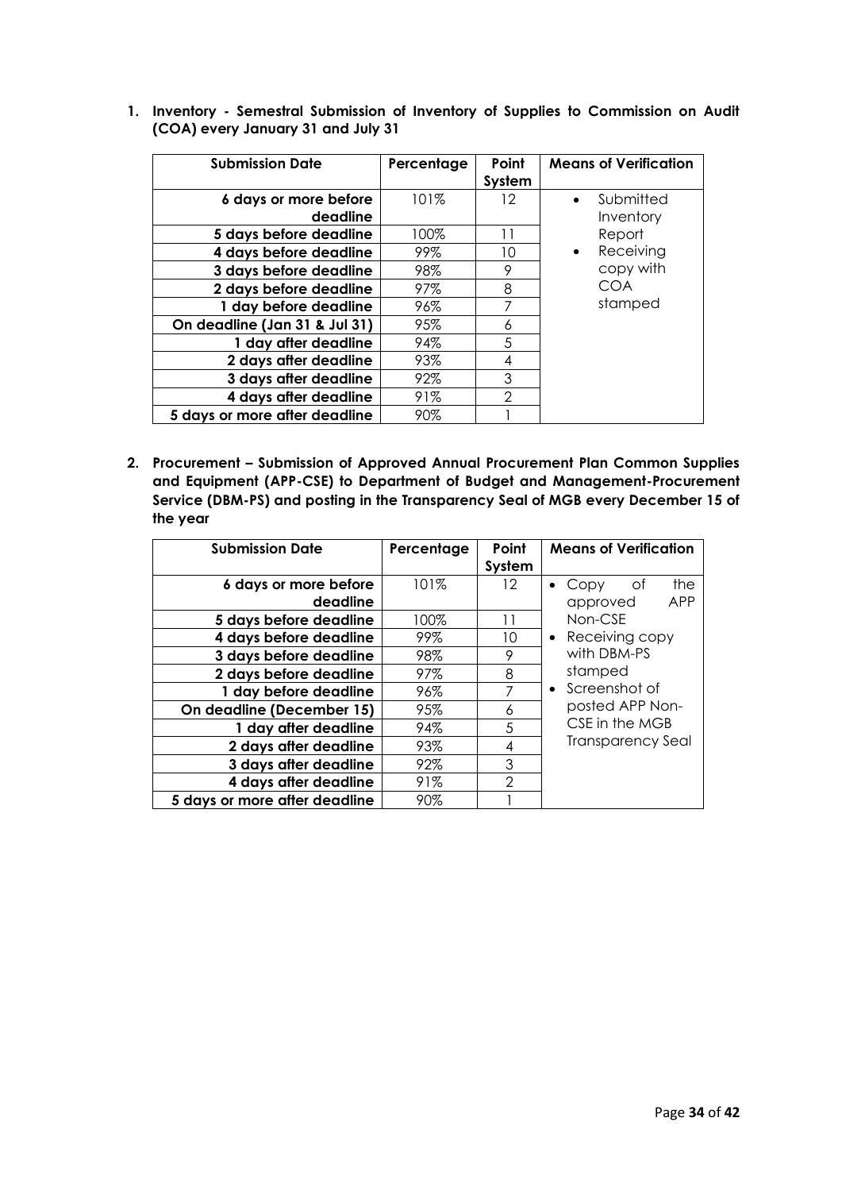1. **Inventory - Semestral Submission of Inventory of Supplies to Commission on Audit (COA) every January 31 and July 31**

| Submission Date | Percentage | Point System | Means of Verification |
|---|---|---|---|
| **6 days or more before deadline** | 101% | 12 | • Submitted Inventory Report<br>• Receiving copy with COA stamped |
| **5 days before deadline** | 100% | 11 | |
| **4 days before deadline** | 99% | 10 | |
| **3 days before deadline** | 98% | 9 | |
| **2 days before deadline** | 97% | 8 | |
| **1 day before deadline** | 96% | 7 | |
| **On deadline (Jan 31 & Jul 31)** | 95% | 6 | |
| **1 day after deadline** | 94% | 5 | |
| **2 days after deadline** | 93% | 4 | |
| **3 days after deadline** | 92% | 3 | |
| **4 days after deadline** | 91% | 2 | |
| **5 days or more after deadline** | 90% | 1 | |

2. **Procurement – Submission of Approved Annual Procurement Plan Common Supplies and Equipment (APP-CSE) to Department of Budget and Management-Procurement Service (DBM-PS) and posting in the Transparency Seal of MGB every December 15 of the year**

| Submission Date | Percentage | Point System | Means of Verification |
|---|---|---|---|
| **6 days or more before deadline** | 101% | 12 | • Copy of the approved APP Non-CSE<br>• Receiving copy with DBM-PS stamped<br>• Screenshot of posted APP Non-CSE in the MGB Transparency Seal |
| **5 days before deadline** | 100% | 11 | |
| **4 days before deadline** | 99% | 10 | |
| **3 days before deadline** | 98% | 9 | |
| **2 days before deadline** | 97% | 8 | |
| **1 day before deadline** | 96% | 7 | |
| **On deadline (December 15)** | 95% | 6 | |
| **1 day after deadline** | 94% | 5 | |
| **2 days after deadline** | 93% | 4 | |
| **3 days after deadline** | 92% | 3 | |
| **4 days after deadline** | 91% | 2 | |
| **5 days or more after deadline** | 90% | 1 | |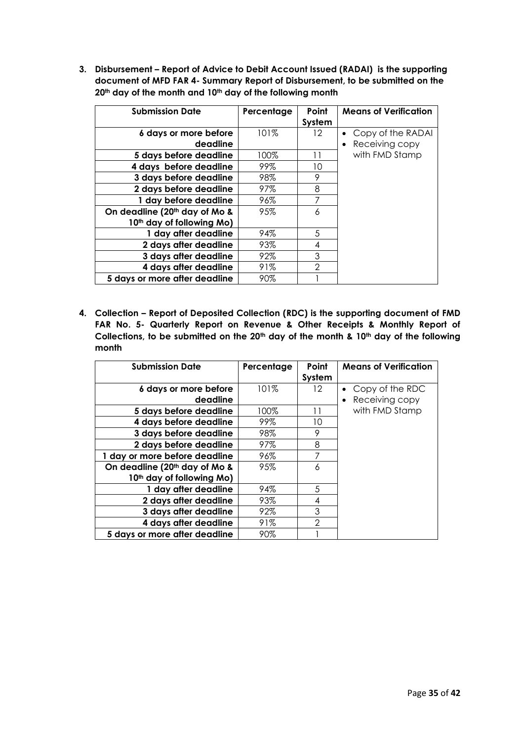3. **Disbursement – Report of Advice to Debit Account Issued (RADAI) is the supporting document of MFD FAR 4- Summary Report of Disbursement, to be submitted on the 20th day of the month and 10th day of the following month**

| Submission Date | Percentage | Point System | Means of Verification |
|---|---|---|---|
| **6 days or more before deadline** | 101% | 12 | • Copy of the RADAI<br>• Receiving copy with FMD Stamp |
| **5 days before deadline** | 100% | 11 | |
| **4 days before deadline** | 99% | 10 | |
| **3 days before deadline** | 98% | 9 | |
| **2 days before deadline** | 97% | 8 | |
| **1 day before deadline** | 96% | 7 | |
| **On deadline (20th day of Mo & 10th day of following Mo)** | 95% | 6 | |
| **1 day after deadline** | 94% | 5 | |
| **2 days after deadline** | 93% | 4 | |
| **3 days after deadline** | 92% | 3 | |
| **4 days after deadline** | 91% | 2 | |
| **5 days or more after deadline** | 90% | 1 | |

4. **Collection – Report of Deposited Collection (RDC) is the supporting document of FMD FAR No. 5- Quarterly Report on Revenue & Other Receipts & Monthly Report of Collections, to be submitted on the 20th day of the month & 10th day of the following month**

| Submission Date | Percentage | Point System | Means of Verification |
|---|---|---|---|
| **6 days or more before deadline** | 101% | 12 | • Copy of the RDC<br>• Receiving copy with FMD Stamp |
| **5 days before deadline** | 100% | 11 | |
| **4 days before deadline** | 99% | 10 | |
| **3 days before deadline** | 98% | 9 | |
| **2 days before deadline** | 97% | 8 | |
| **1 day or more before deadline** | 96% | 7 | |
| **On deadline (20th day of Mo & 10th day of following Mo)** | 95% | 6 | |
| **1 day after deadline** | 94% | 5 | |
| **2 days after deadline** | 93% | 4 | |
| **3 days after deadline** | 92% | 3 | |
| **4 days after deadline** | 91% | 2 | |
| **5 days or more after deadline** | 90% | 1 | |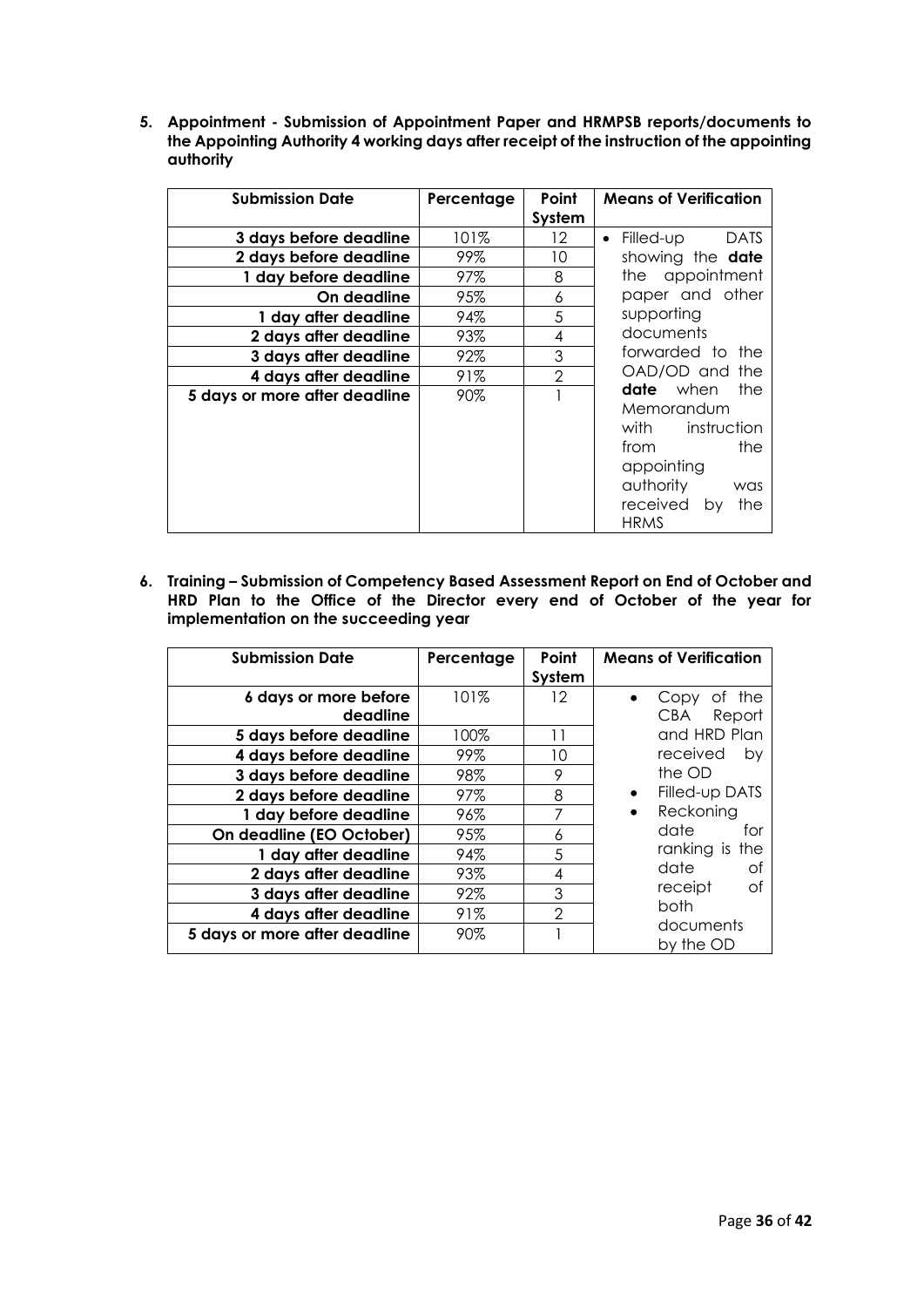5. **Appointment - Submission of Appointment Paper and HRMPSB reports/documents to the Appointing Authority 4 working days after receipt of the instruction of the appointing authority**

| Submission Date | Percentage | Point System | Means of Verification |
|---|---|---|---|
| **3 days before deadline** | 101% | 12 | • Filled-up DATS showing the **date** the appointment paper and other supporting documents forwarded to the OAD/OD and the **date** when the Memorandum with instruction from the appointing authority was received by the HRMS |
| **2 days before deadline** | 99% | 10 | |
| **1 day before deadline** | 97% | 8 | |
| **On deadline** | 95% | 6 | |
| **1 day after deadline** | 94% | 5 | |
| **2 days after deadline** | 93% | 4 | |
| **3 days after deadline** | 92% | 3 | |
| **4 days after deadline** | 91% | 2 | |
| **5 days or more after deadline** | 90% | 1 | |

6. **Training – Submission of Competency Based Assessment Report on End of October and HRD Plan to the Office of the Director every end of October of the year for implementation on the succeeding year**

| Submission Date | Percentage | Point System | Means of Verification |
|---|---|---|---|
| **6 days or more before deadline** | 101% | 12 | • Copy of the CBA Report and HRD Plan received by the OD<br>• Filled-up DATS<br>• Reckoning date for ranking is the date of receipt of both documents by the OD |
| **5 days before deadline** | 100% | 11 | |
| **4 days before deadline** | 99% | 10 | |
| **3 days before deadline** | 98% | 9 | |
| **2 days before deadline** | 97% | 8 | |
| **1 day before deadline** | 96% | 7 | |
| **On deadline (EO October)** | 95% | 6 | |
| **1 day after deadline** | 94% | 5 | |
| **2 days after deadline** | 93% | 4 | |
| **3 days after deadline** | 92% | 3 | |
| **4 days after deadline** | 91% | 2 | |
| **5 days or more after deadline** | 90% | 1 | |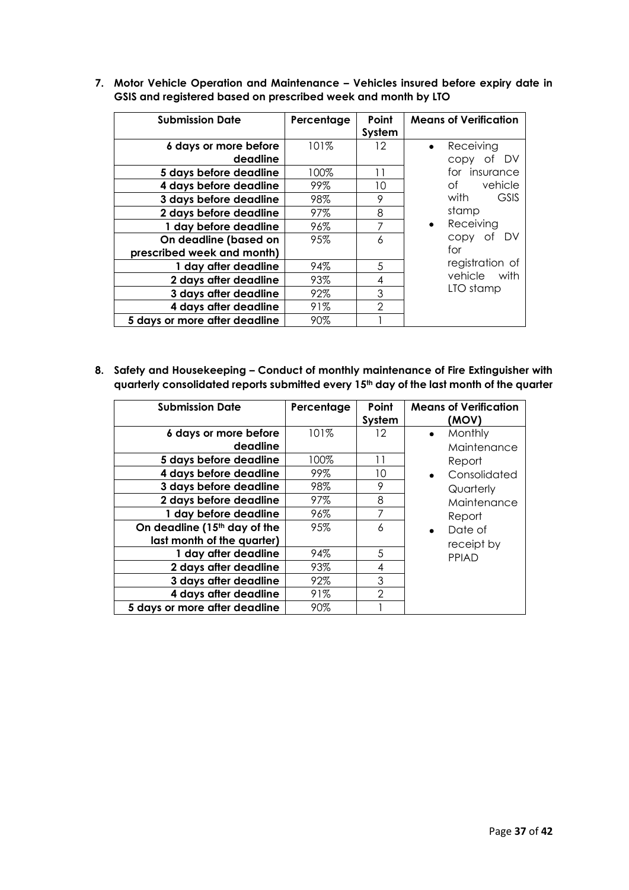**7. Motor Vehicle Operation and Maintenance – Vehicles insured before expiry date in GSIS and registered based on prescribed week and month by LTO**

| Submission Date | Percentage | Point System | Means of Verification |
|---|---|---|---|
| 6 days or more before deadline | 101% | 12 | • Receiving copy of DV for insurance of vehicle with GSIS stamp<br>• Receiving copy of DV for registration of vehicle with LTO stamp |
| 5 days before deadline | 100% | 11 | |
| 4 days before deadline | 99% | 10 | |
| 3 days before deadline | 98% | 9 | |
| 2 days before deadline | 97% | 8 | |
| 1 day before deadline | 96% | 7 | |
| On deadline (based on prescribed week and month) | 95% | 6 | |
| 1 day after deadline | 94% | 5 | |
| 2 days after deadline | 93% | 4 | |
| 3 days after deadline | 92% | 3 | |
| 4 days after deadline | 91% | 2 | |
| 5 days or more after deadline | 90% | 1 | |

**8. Safety and Housekeeping – Conduct of monthly maintenance of Fire Extinguisher with quarterly consolidated reports submitted every 15th day of the last month of the quarter**

| Submission Date | Percentage | Point System | Means of Verification (MOV) |
|---|---|---|---|
| 6 days or more before deadline | 101% | 12 | • Monthly Maintenance Report<br>• Consolidated Quarterly Maintenance Report<br>• Date of receipt by PPIAD |
| 5 days before deadline | 100% | 11 | |
| 4 days before deadline | 99% | 10 | |
| 3 days before deadline | 98% | 9 | |
| 2 days before deadline | 97% | 8 | |
| 1 day before deadline | 96% | 7 | |
| On deadline (15th day of the last month of the quarter) | 95% | 6 | |
| 1 day after deadline | 94% | 5 | |
| 2 days after deadline | 93% | 4 | |
| 3 days after deadline | 92% | 3 | |
| 4 days after deadline | 91% | 2 | |
| 5 days or more after deadline | 90% | 1 | |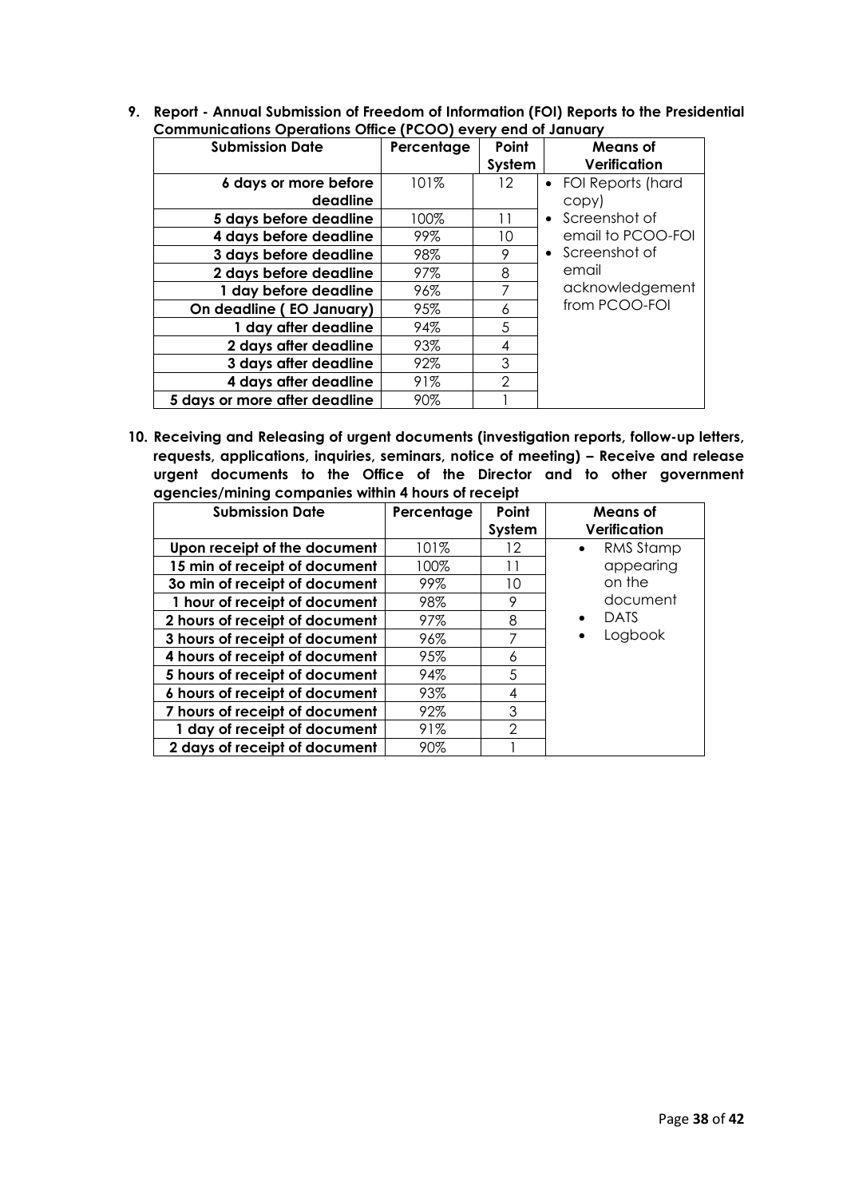**9. Report - Annual Submission of Freedom of Information (FOI) Reports to the Presidential Communications Operations Office (PCOO) every end of January**

| Submission Date | Percentage | Point System | Means of Verification |
|---|---|---|---|
| 6 days or more before deadline | 101% | 12 | • FOI Reports (hard copy)<br>• Screenshot of email to PCOO-FOI<br>• Screenshot of email acknowledgement from PCOO-FOI |
| 5 days before deadline | 100% | 11 | |
| 4 days before deadline | 99% | 10 | |
| 3 days before deadline | 98% | 9 | |
| 2 days before deadline | 97% | 8 | |
| 1 day before deadline | 96% | 7 | |
| On deadline ( EO January) | 95% | 6 | |
| 1 day after deadline | 94% | 5 | |
| 2 days after deadline | 93% | 4 | |
| 3 days after deadline | 92% | 3 | |
| 4 days after deadline | 91% | 2 | |
| 5 days or more after deadline | 90% | 1 | |

**10. Receiving and Releasing of urgent documents (investigation reports, follow-up letters, requests, applications, inquiries, seminars, notice of meeting) – Receive and release urgent documents to the Office of the Director and to other government agencies/mining companies within 4 hours of receipt**

| Submission Date | Percentage | Point System | Means of Verification |
|---|---|---|---|
| Upon receipt of the document | 101% | 12 | • RMS Stamp appearing on the document<br>• DATS<br>• Logbook |
| 15 min of receipt of document | 100% | 11 | |
| 3o min of receipt of document | 99% | 10 | |
| 1 hour of receipt of document | 98% | 9 | |
| 2 hours of receipt of document | 97% | 8 | |
| 3 hours of receipt of document | 96% | 7 | |
| 4 hours of receipt of document | 95% | 6 | |
| 5 hours of receipt of document | 94% | 5 | |
| 6 hours of receipt of document | 93% | 4 | |
| 7 hours of receipt of document | 92% | 3 | |
| 1 day of receipt of document | 91% | 2 | |
| 2 days of receipt of document | 90% | 1 | |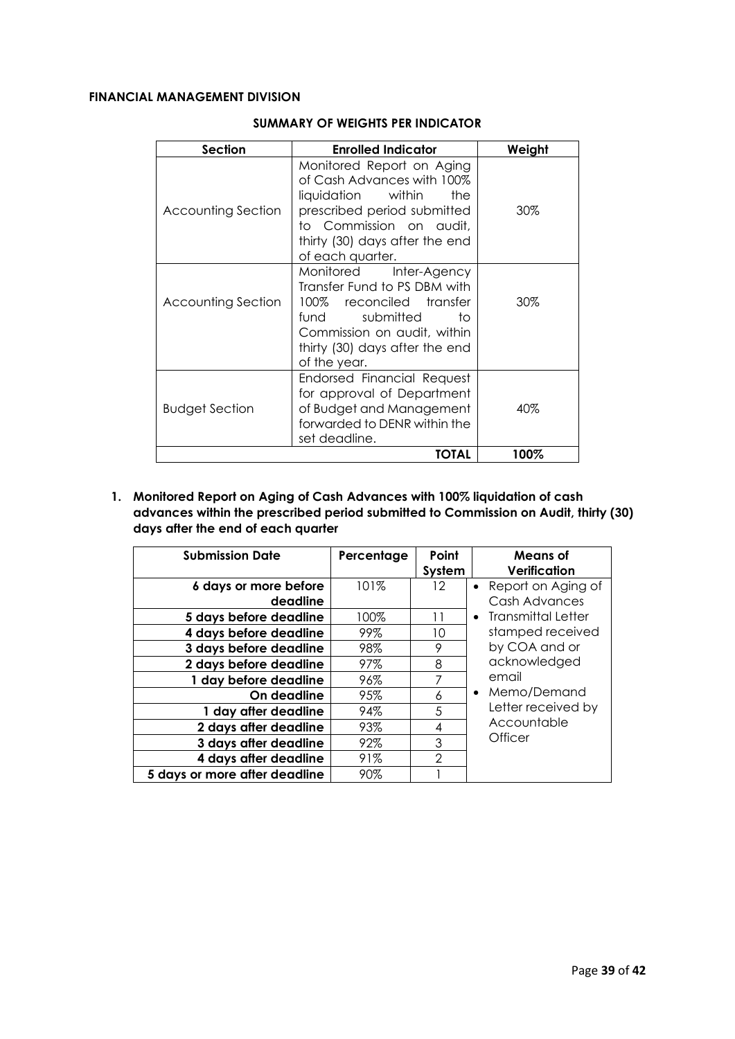**FINANCIAL MANAGEMENT DIVISION**

**SUMMARY OF WEIGHTS PER INDICATOR**

| Section | Enrolled Indicator | Weight |
|---|---|---|
| Accounting Section | Monitored Report on Aging of Cash Advances with 100% liquidation within the prescribed period submitted to Commission on audit, thirty (30) days after the end of each quarter. | 30% |
| Accounting Section | Monitored Inter-Agency Transfer Fund to PS DBM with 100% reconciled transfer fund submitted to Commission on audit, within thirty (30) days after the end of the year. | 30% |
| Budget Section | Endorsed Financial Request for approval of Department of Budget and Management forwarded to DENR within the set deadline. | 40% |
| | **TOTAL** | **100%** |

1. **Monitored Report on Aging of Cash Advances with 100% liquidation of cash advances within the prescribed period submitted to Commission on Audit, thirty (30) days after the end of each quarter**

| Submission Date | Percentage | Point System | Means of Verification |
|---|---|---|---|
| **6 days or more before deadline** | 101% | 12 | • Report on Aging of Cash Advances<br>• Transmittal Letter stamped received by COA and or acknowledged email<br>• Memo/Demand Letter received by Accountable Officer |
| **5 days before deadline** | 100% | 11 | |
| **4 days before deadline** | 99% | 10 | |
| **3 days before deadline** | 98% | 9 | |
| **2 days before deadline** | 97% | 8 | |
| **1 day before deadline** | 96% | 7 | |
| **On deadline** | 95% | 6 | |
| **1 day after deadline** | 94% | 5 | |
| **2 days after deadline** | 93% | 4 | |
| **3 days after deadline** | 92% | 3 | |
| **4 days after deadline** | 91% | 2 | |
| **5 days or more after deadline** | 90% | 1 | |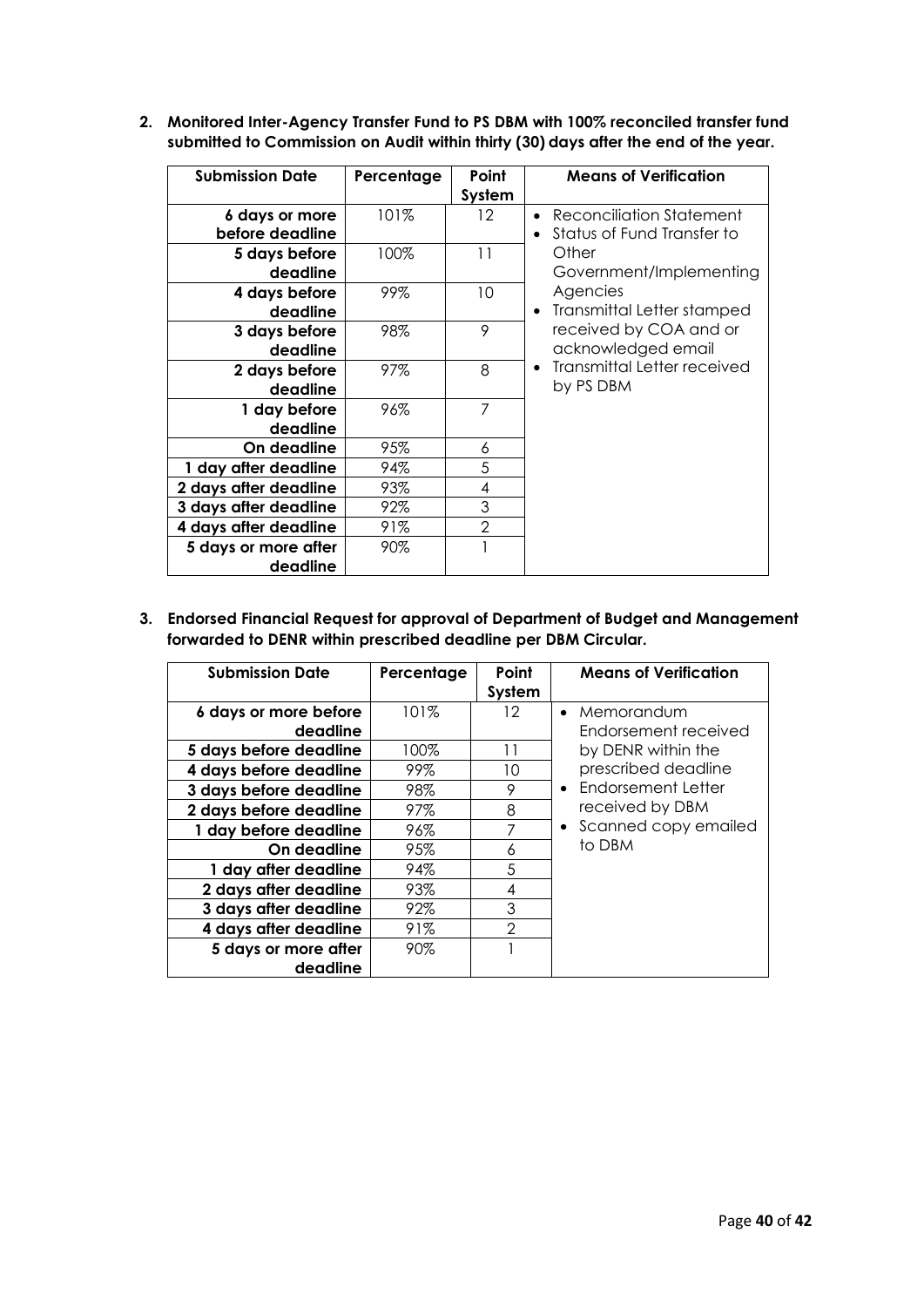2. **Monitored Inter-Agency Transfer Fund to PS DBM with 100% reconciled transfer fund submitted to Commission on Audit within thirty (30) days after the end of the year.**

| Submission Date | Percentage | Point System | Means of Verification |
|---|---|---|---|
| 6 days or more before deadline | 101% | 12 | • Reconciliation Statement<br>• Status of Fund Transfer to Other Government/Implementing Agencies<br>• Transmittal Letter stamped received by COA and or acknowledged email<br>• Transmittal Letter received by PS DBM |
| 5 days before deadline | 100% | 11 | |
| 4 days before deadline | 99% | 10 | |
| 3 days before deadline | 98% | 9 | |
| 2 days before deadline | 97% | 8 | |
| 1 day before deadline | 96% | 7 | |
| On deadline | 95% | 6 | |
| 1 day after deadline | 94% | 5 | |
| 2 days after deadline | 93% | 4 | |
| 3 days after deadline | 92% | 3 | |
| 4 days after deadline | 91% | 2 | |
| 5 days or more after deadline | 90% | 1 | |

3. **Endorsed Financial Request for approval of Department of Budget and Management forwarded to DENR within prescribed deadline per DBM Circular.**

| Submission Date | Percentage | Point System | Means of Verification |
|---|---|---|---|
| 6 days or more before deadline | 101% | 12 | • Memorandum Endorsement received by DENR within the prescribed deadline<br>• Endorsement Letter received by DBM<br>• Scanned copy emailed to DBM |
| 5 days before deadline | 100% | 11 | |
| 4 days before deadline | 99% | 10 | |
| 3 days before deadline | 98% | 9 | |
| 2 days before deadline | 97% | 8 | |
| 1 day before deadline | 96% | 7 | |
| On deadline | 95% | 6 | |
| 1 day after deadline | 94% | 5 | |
| 2 days after deadline | 93% | 4 | |
| 3 days after deadline | 92% | 3 | |
| 4 days after deadline | 91% | 2 | |
| 5 days or more after deadline | 90% | 1 | |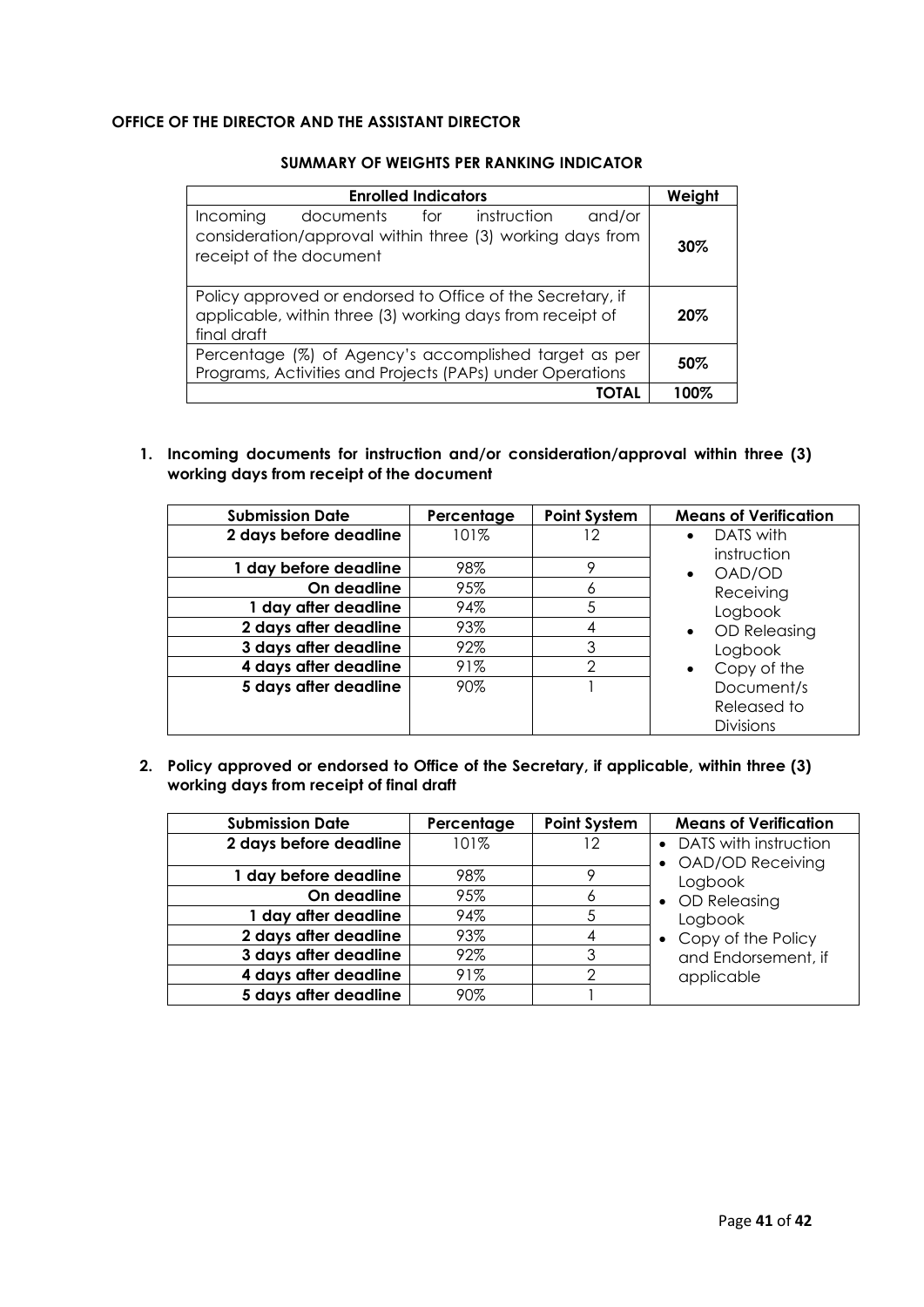**OFFICE OF THE DIRECTOR AND THE ASSISTANT DIRECTOR**

**SUMMARY OF WEIGHTS PER RANKING INDICATOR**

| Enrolled Indicators | Weight |
|---|---|
| Incoming documents for instruction and/or consideration/approval within three (3) working days from receipt of the document | 30% |
| Policy approved or endorsed to Office of the Secretary, if applicable, within three (3) working days from receipt of final draft | 20% |
| Percentage (%) of Agency's accomplished target as per Programs, Activities and Projects (PAPs) under Operations | 50% |
| **TOTAL** | **100%** |

1. **Incoming documents for instruction and/or consideration/approval within three (3) working days from receipt of the document**

| Submission Date | Percentage | Point System | Means of Verification |
|---|---|---|---|
| **2 days before deadline** | 101% | 12 | • DATS with instruction<br>• OAD/OD Receiving Logbook<br>• OD Releasing Logbook<br>• Copy of the Document/s Released to Divisions |
| **1 day before deadline** | 98% | 9 | |
| **On deadline** | 95% | 6 | |
| **1 day after deadline** | 94% | 5 | |
| **2 days after deadline** | 93% | 4 | |
| **3 days after deadline** | 92% | 3 | |
| **4 days after deadline** | 91% | 2 | |
| **5 days after deadline** | 90% | 1 | |

2. **Policy approved or endorsed to Office of the Secretary, if applicable, within three (3) working days from receipt of final draft**

| Submission Date | Percentage | Point System | Means of Verification |
|---|---|---|---|
| **2 days before deadline** | 101% | 12 | • DATS with instruction<br>• OAD/OD Receiving Logbook<br>• OD Releasing Logbook<br>• Copy of the Policy and Endorsement, if applicable |
| **1 day before deadline** | 98% | 9 | |
| **On deadline** | 95% | 6 | |
| **1 day after deadline** | 94% | 5 | |
| **2 days after deadline** | 93% | 4 | |
| **3 days after deadline** | 92% | 3 | |
| **4 days after deadline** | 91% | 2 | |
| **5 days after deadline** | 90% | 1 | |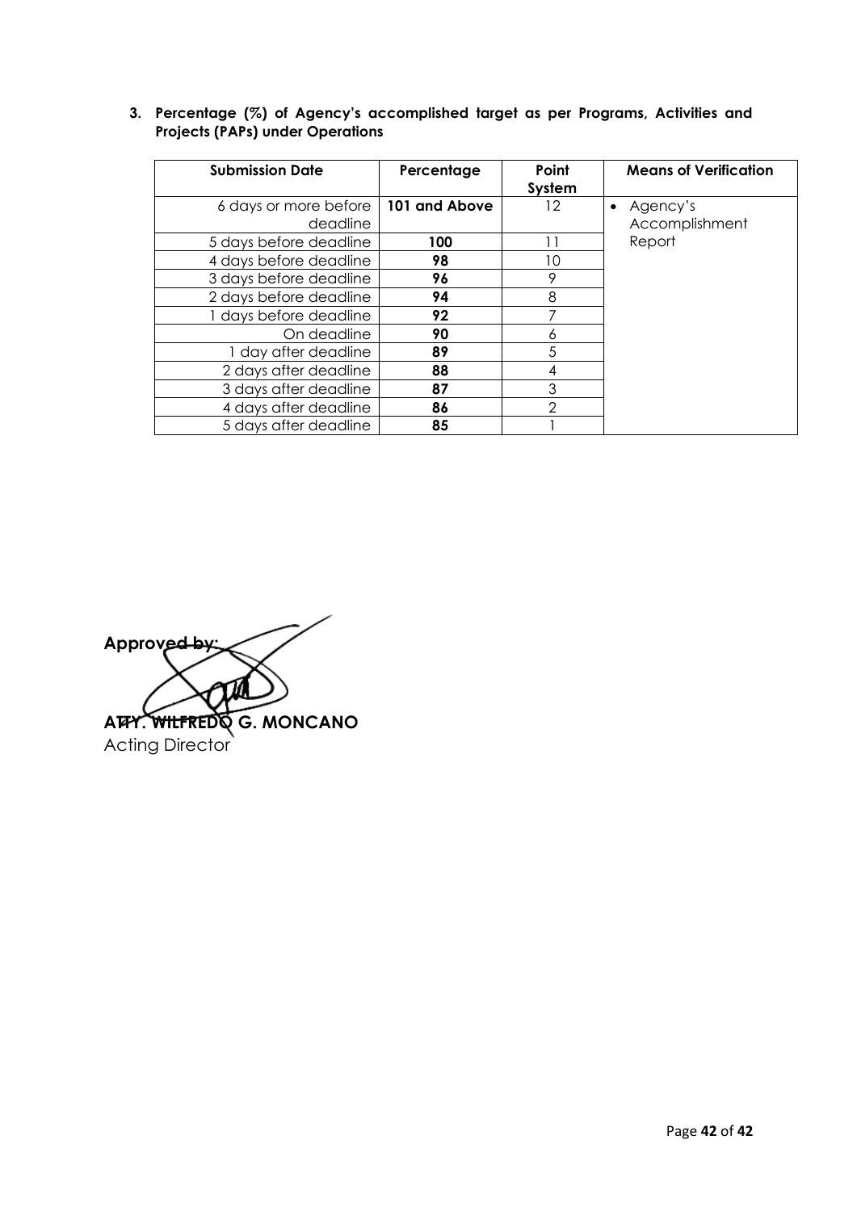**3. Percentage (%) of Agency's accomplished target as per Programs, Activities and Projects (PAPs) under Operations**

| Submission Date | Percentage | Point System | Means of Verification |
|---|---|---|---|
| 6 days or more before deadline | **101 and Above** | 12 | • Agency's Accomplishment Report |
| 5 days before deadline | **100** | 11 | |
| 4 days before deadline | **98** | 10 | |
| 3 days before deadline | **96** | 9 | |
| 2 days before deadline | **94** | 8 | |
| 1 days before deadline | **92** | 7 | |
| On deadline | **90** | 6 | |
| 1 day after deadline | **89** | 5 | |
| 2 days after deadline | **88** | 4 | |
| 3 days after deadline | **87** | 3 | |
| 4 days after deadline | **86** | 2 | |
| 5 days after deadline | **85** | 1 | |

**Approved by:**

**ATTY. WILFREDO G. MONCANO**
Acting Director